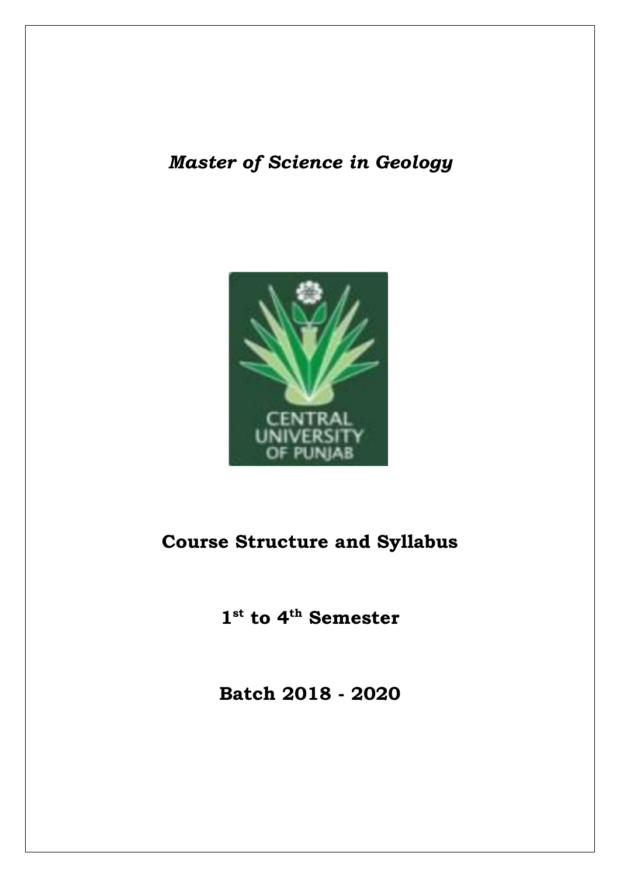*Master of Science in Geology*

**Course Structure and Syllabus**

**1st to 4th Semester**

**Batch 2018 - 2020**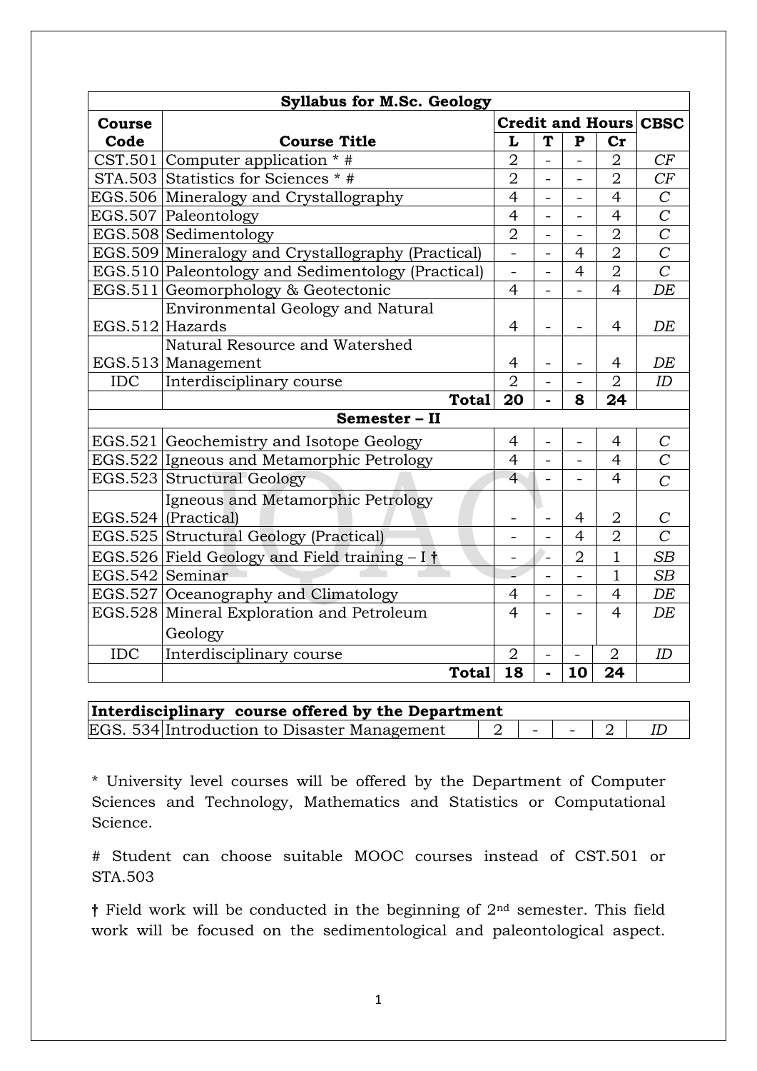| Syllabus for M.Sc. Geology | | | | | | |
|---|---|---|---|---|---|---|
| **Course Code** | **Course Title** | **Credit and Hours** | | | | **CBSC** |
| | | **L** | **T** | **P** | **Cr** | |
| CST.501 | Computer application * # | 2 | - | - | 2 | *CF* |
| STA.503 | Statistics for Sciences * # | 2 | - | - | 2 | *CF* |
| EGS.506 | Mineralogy and Crystallography | 4 | - | - | 4 | *C* |
| EGS.507 | Paleontology | 4 | - | - | 4 | *C* |
| EGS.508 | Sedimentology | 2 | - | - | 2 | *C* |
| EGS.509 | Mineralogy and Crystallography (Practical) | - | - | 4 | 2 | *C* |
| EGS.510 | Paleontology and Sedimentology (Practical) | - | - | 4 | 2 | *C* |
| EGS.511 | Geomorphology & Geotectonic | 4 | - | - | 4 | *DE* |
| EGS.512 | Environmental Geology and Natural Hazards | 4 | - | - | 4 | *DE* |
| EGS.513 | Natural Resource and Watershed Management | 4 | - | - | 4 | *DE* |
| IDC | Interdisciplinary course | 2 | - | - | 2 | *ID* |
| | **Total** | **20** | **-** | **8** | **24** | |
| **Semester – II** | | | | | | |
| EGS.521 | Geochemistry and Isotope Geology | 4 | - | - | 4 | *C* |
| EGS.522 | Igneous and Metamorphic Petrology | 4 | - | - | 4 | *C* |
| EGS.523 | Structural Geology | 4 | - | - | 4 | *C* |
| EGS.524 | Igneous and Metamorphic Petrology (Practical) | - | - | 4 | 2 | *C* |
| EGS.525 | Structural Geology (Practical) | - | - | 4 | 2 | *C* |
| EGS.526 | Field Geology and Field training – I † | - | - | 2 | 1 | *SB* |
| EGS.542 | Seminar | - | - | - | 1 | *SB* |
| EGS.527 | Oceanography and Climatology | 4 | - | - | 4 | *DE* |
| EGS.528 | Mineral Exploration and Petroleum Geology | 4 | - | - | 4 | *DE* |
| IDC | Interdisciplinary course | 2 | - | - | 2 | *ID* |
| | **Total** | **18** | **-** | **10** | **24** | |

| Interdisciplinary course offered by the Department | | | | | | |
|---|---|---|---|---|---|---|
| EGS. 534 | Introduction to Disaster Management | 2 | - | - | 2 | *ID* |

* University level courses will be offered by the Department of Computer Sciences and Technology, Mathematics and Statistics or Computational Science.

# Student can choose suitable MOOC courses instead of CST.501 or STA.503

† Field work will be conducted in the beginning of 2nd semester. This field work will be focused on the sedimentological and paleontological aspect.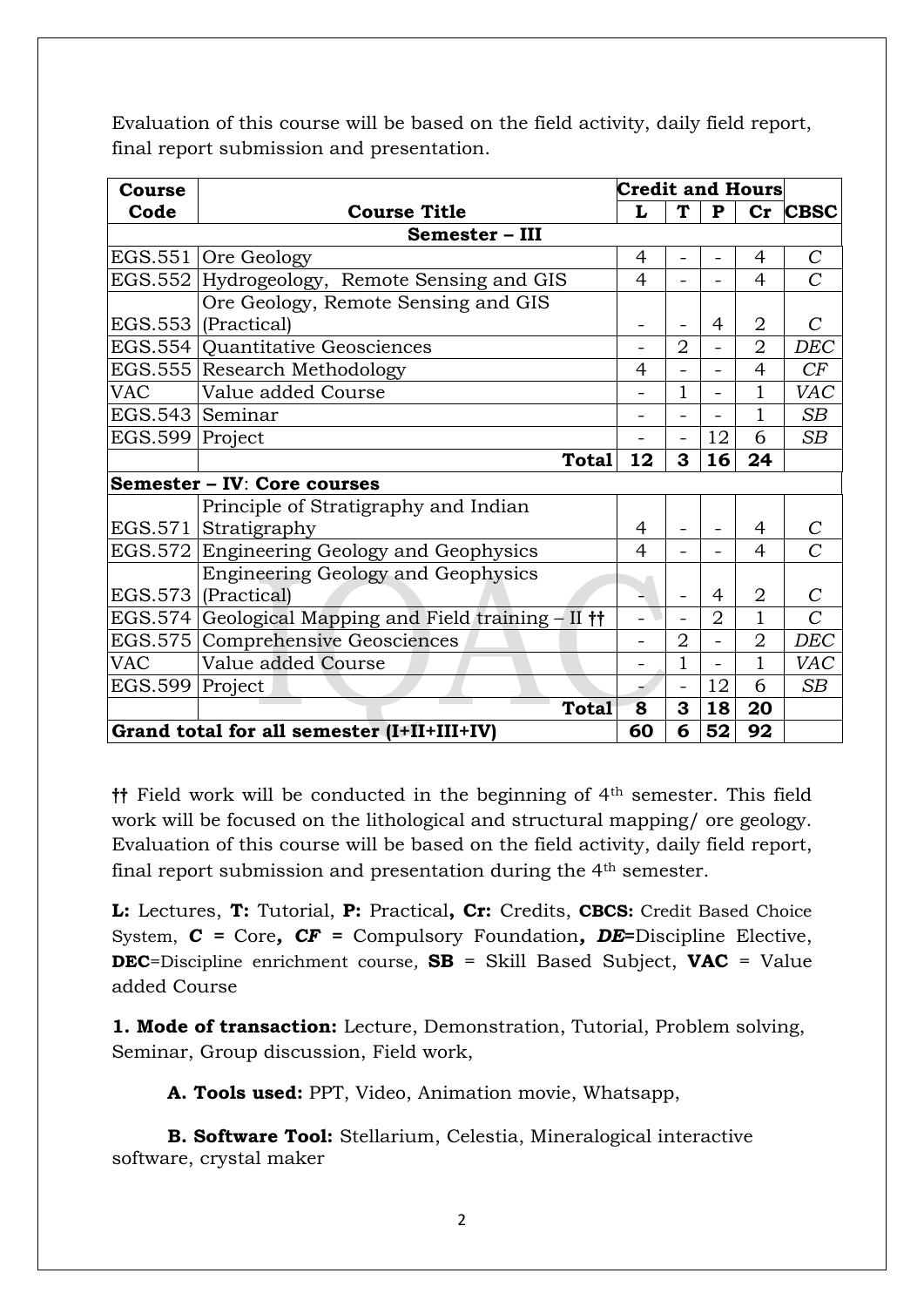Evaluation of this course will be based on the field activity, daily field report, final report submission and presentation.

| Course Code | Course Title | Credit and Hours | | | | |
|---|---|---|---|---|---|---|
| | | **L** | **T** | **P** | **Cr** | **CBSC** |
| **Semester – III** | | | | | | |
| EGS.551 | Ore Geology | 4 | - | - | 4 | *C* |
| EGS.552 | Hydrogeology, Remote Sensing and GIS | 4 | - | - | 4 | *C* |
| EGS.553 | Ore Geology, Remote Sensing and GIS (Practical) | - | - | 4 | 2 | *C* |
| EGS.554 | Quantitative Geosciences | - | 2 | - | 2 | *DEC* |
| EGS.555 | Research Methodology | 4 | - | - | 4 | *CF* |
| VAC | Value added Course | - | 1 | - | 1 | *VAC* |
| EGS.543 | Seminar | - | - | - | 1 | *SB* |
| EGS.599 | Project | - | - | 12 | 6 | *SB* |
| | **Total** | **12** | **3** | **16** | **24** | |
| **Semester – IV**: **Core courses** | | | | | | |
| EGS.571 | Principle of Stratigraphy and Indian Stratigraphy | 4 | - | - | 4 | *C* |
| EGS.572 | Engineering Geology and Geophysics | 4 | - | - | 4 | *C* |
| EGS.573 | Engineering Geology and Geophysics (Practical) | - | - | 4 | 2 | *C* |
| EGS.574 | Geological Mapping and Field training – II †† | - | - | 2 | 1 | *C* |
| EGS.575 | Comprehensive Geosciences | - | 2 | - | 2 | *DEC* |
| VAC | Value added Course | - | 1 | - | 1 | *VAC* |
| EGS.599 | Project | - | - | 12 | 6 | *SB* |
| | **Total** | **8** | **3** | **18** | **20** | |
| **Grand total for all semester (I+II+III+IV)** | | **60** | **6** | **52** | **92** | |

**††** Field work will be conducted in the beginning of 4th semester. This field work will be focused on the lithological and structural mapping/ ore geology. Evaluation of this course will be based on the field activity, daily field report, final report submission and presentation during the 4th semester.

**L:** Lectures, **T:** Tutorial, **P:** Practical**, Cr:** Credits, **CBCS:** Credit Based Choice System, ***C*** = Core***, CF*** = Compulsory Foundation***, DE***=Discipline Elective, **DEC**=Discipline enrichment course*,* **SB** = Skill Based Subject, **VAC** = Value added Course

**1. Mode of transaction:** Lecture, Demonstration, Tutorial, Problem solving, Seminar, Group discussion, Field work,

**A. Tools used:** PPT, Video, Animation movie, Whatsapp,

**B. Software Tool:** Stellarium, Celestia, Mineralogical interactive software, crystal maker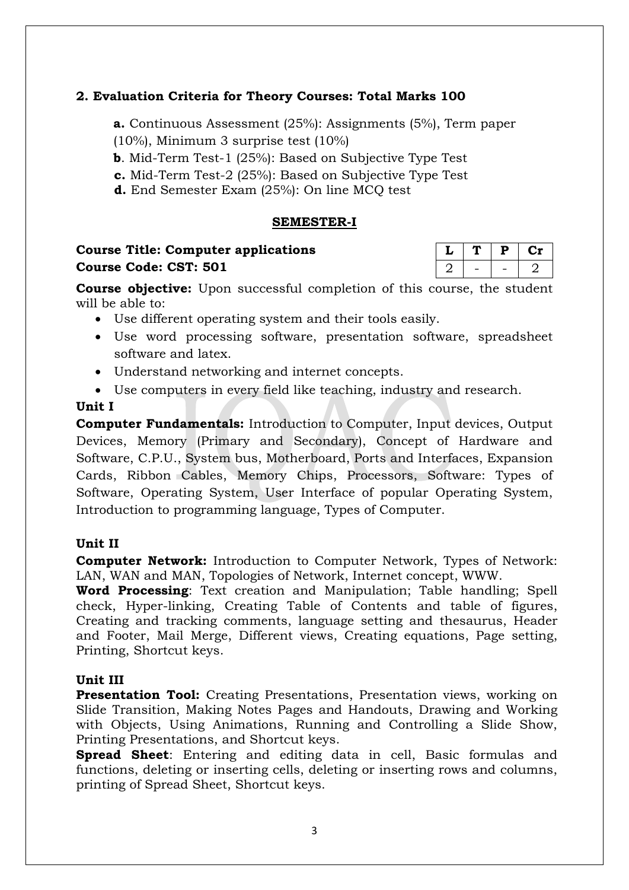## 2. Evaluation Criteria for Theory Courses: Total Marks 100

- **a.** Continuous Assessment (25%): Assignments (5%), Term paper (10%), Minimum 3 surprise test (10%)
- **b**. Mid-Term Test-1 (25%): Based on Subjective Type Test
- **c.** Mid-Term Test-2 (25%): Based on Subjective Type Test
- **d.** End Semester Exam (25%): On line MCQ test

## SEMESTER-I

**Course Title: Computer applications**
**Course Code: CST: 501**

| L | T | P | Cr |
|---|---|---|---|
| 2 | - | - | 2 |

**Course objective:** Upon successful completion of this course, the student will be able to:

- Use different operating system and their tools easily.
- Use word processing software, presentation software, spreadsheet software and latex.
- Understand networking and internet concepts.
- Use computers in every field like teaching, industry and research.

### Unit I

**Computer Fundamentals:** Introduction to Computer, Input devices, Output Devices, Memory (Primary and Secondary), Concept of Hardware and Software, C.P.U., System bus, Motherboard, Ports and Interfaces, Expansion Cards, Ribbon Cables, Memory Chips, Processors, Software: Types of Software, Operating System, User Interface of popular Operating System, Introduction to programming language, Types of Computer.

### Unit II

**Computer Network:** Introduction to Computer Network, Types of Network: LAN, WAN and MAN, Topologies of Network, Internet concept, WWW.

**Word Processing**: Text creation and Manipulation; Table handling; Spell check, Hyper-linking, Creating Table of Contents and table of figures, Creating and tracking comments, language setting and thesaurus, Header and Footer, Mail Merge, Different views, Creating equations, Page setting, Printing, Shortcut keys.

### Unit III

**Presentation Tool:** Creating Presentations, Presentation views, working on Slide Transition, Making Notes Pages and Handouts, Drawing and Working with Objects, Using Animations, Running and Controlling a Slide Show, Printing Presentations, and Shortcut keys.

**Spread Sheet**: Entering and editing data in cell, Basic formulas and functions, deleting or inserting cells, deleting or inserting rows and columns, printing of Spread Sheet, Shortcut keys.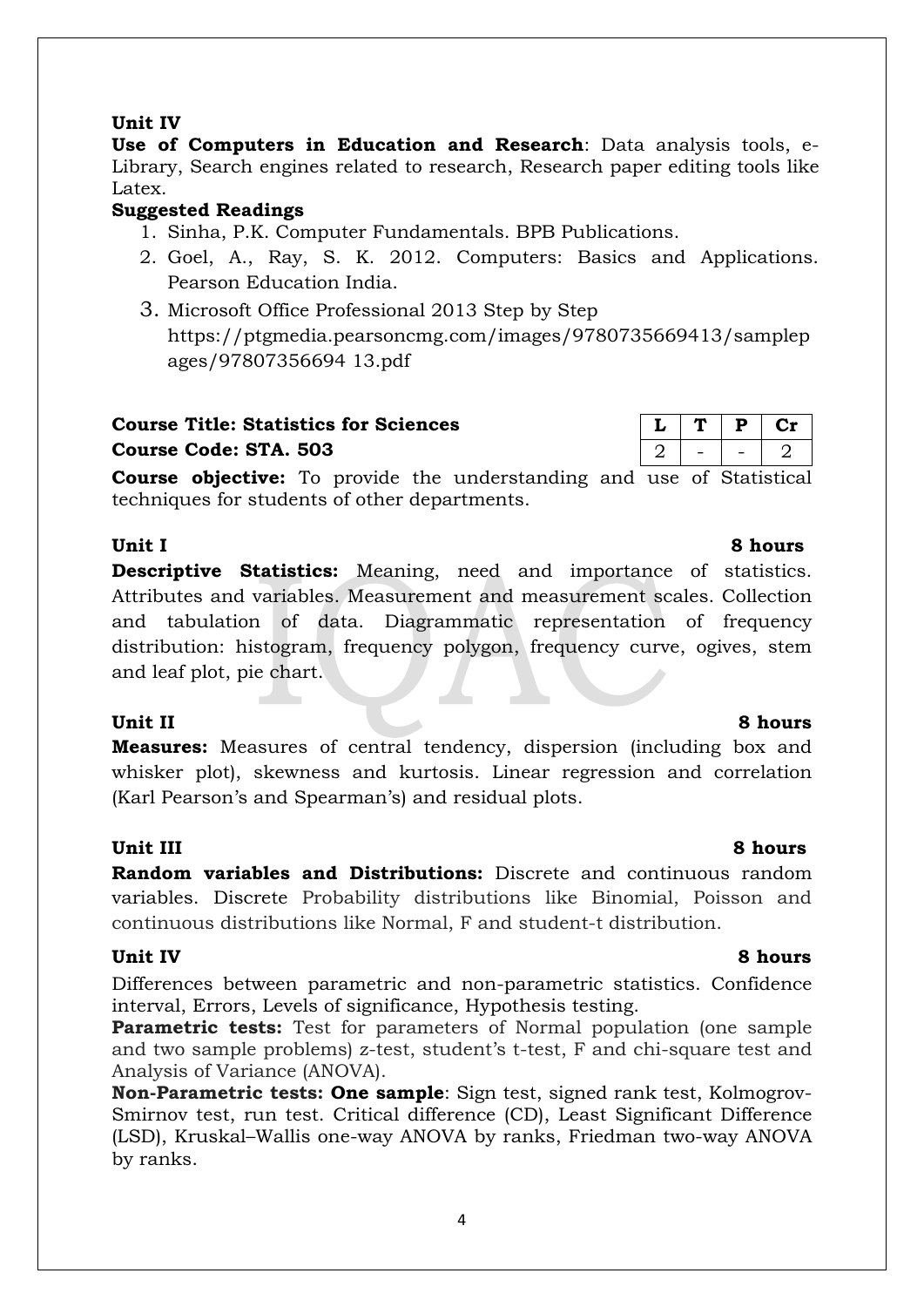**Unit IV**

**Use of Computers in Education and Research**: Data analysis tools, e-Library, Search engines related to research, Research paper editing tools like Latex.

**Suggested Readings**

1. Sinha, P.K. Computer Fundamentals. BPB Publications.
2. Goel, A., Ray, S. K. 2012. Computers: Basics and Applications. Pearson Education India.
3. Microsoft Office Professional 2013 Step by Step https://ptgmedia.pearsoncmg.com/images/9780735669413/samplepages/97807356694 13.pdf

**Course Title: Statistics for Sciences**
**Course Code: STA. 503**

| L | T | P | Cr |
|---|---|---|---|
| 2 | - | - | 2 |

**Course objective:** To provide the understanding and use of Statistical techniques for students of other departments.

**Unit I** **8 hours**

**Descriptive Statistics:** Meaning, need and importance of statistics. Attributes and variables. Measurement and measurement scales. Collection and tabulation of data. Diagrammatic representation of frequency distribution: histogram, frequency polygon, frequency curve, ogives, stem and leaf plot, pie chart.

**Unit II** **8 hours**

**Measures:** Measures of central tendency, dispersion (including box and whisker plot), skewness and kurtosis. Linear regression and correlation (Karl Pearson's and Spearman's) and residual plots.

**Unit III** **8 hours**

**Random variables and Distributions:** Discrete and continuous random variables. Discrete Probability distributions like Binomial, Poisson and continuous distributions like Normal, F and student-t distribution.

**Unit IV** **8 hours**

Differences between parametric and non-parametric statistics. Confidence interval, Errors, Levels of significance, Hypothesis testing.

**Parametric tests:** Test for parameters of Normal population (one sample and two sample problems) z-test, student's t-test, F and chi-square test and Analysis of Variance (ANOVA).

**Non-Parametric tests: One sample**: Sign test, signed rank test, Kolmogrov-Smirnov test, run test. Critical difference (CD), Least Significant Difference (LSD), Kruskal–Wallis one-way ANOVA by ranks, Friedman two-way ANOVA by ranks.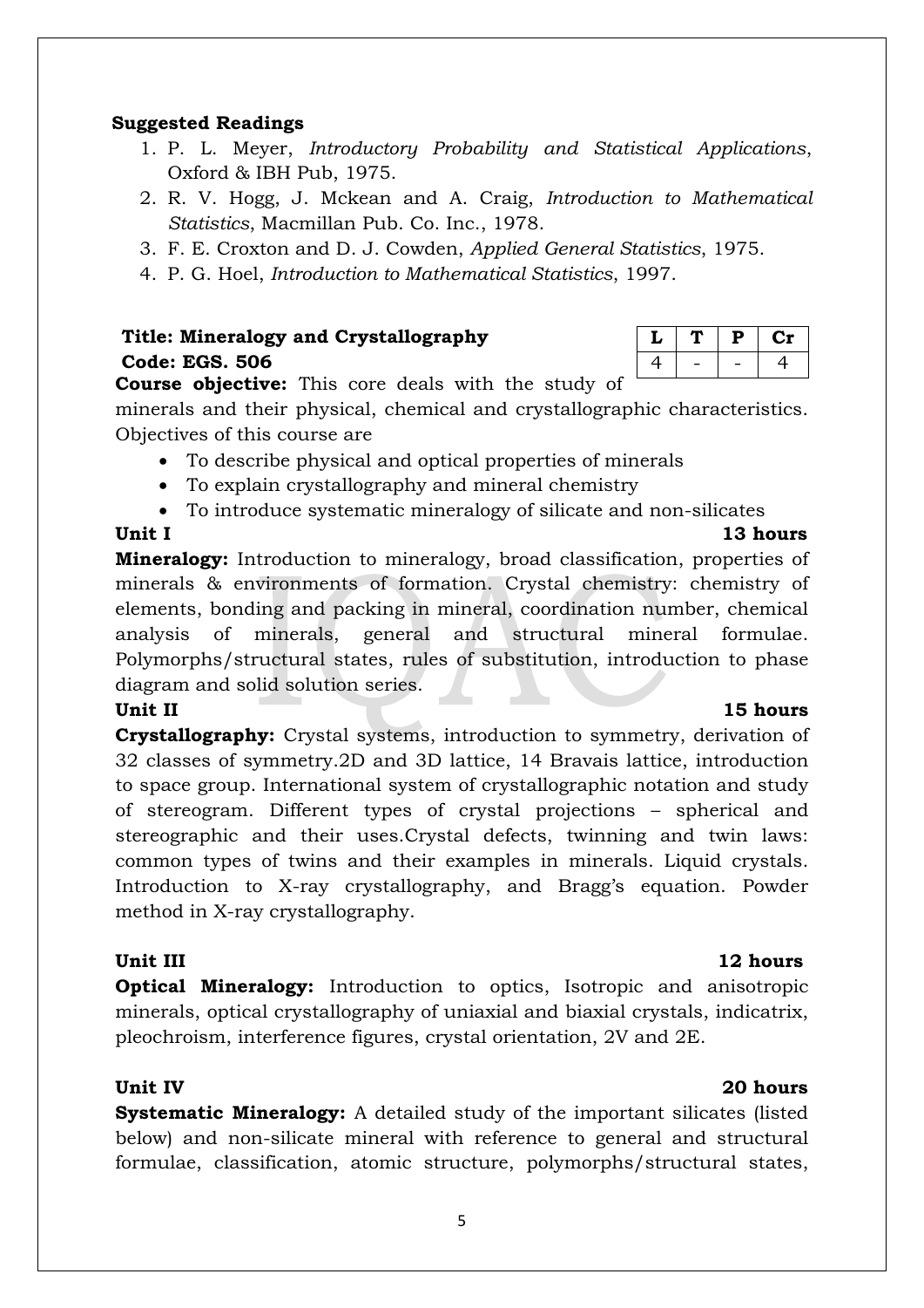**Suggested Readings**

1. P. L. Meyer, *Introductory Probability and Statistical Applications*, Oxford & IBH Pub, 1975.
2. R. V. Hogg, J. Mckean and A. Craig, *Introduction to Mathematical Statistics*, Macmillan Pub. Co. Inc., 1978.
3. F. E. Croxton and D. J. Cowden, *Applied General Statistics*, 1975.
4. P. G. Hoel, *Introduction to Mathematical Statistics*, 1997.

**Title: Mineralogy and Crystallography**
**Code: EGS. 506**

| L | T | P | Cr |
|---|---|---|---|
| 4 | - | - | 4 |

**Course objective:** This core deals with the study of minerals and their physical, chemical and crystallographic characteristics. Objectives of this course are

- To describe physical and optical properties of minerals
- To explain crystallography and mineral chemistry
- To introduce systematic mineralogy of silicate and non-silicates

**Unit I** **13 hours**

**Mineralogy:** Introduction to mineralogy, broad classification, properties of minerals & environments of formation. Crystal chemistry: chemistry of elements, bonding and packing in mineral, coordination number, chemical analysis of minerals, general and structural mineral formulae. Polymorphs/structural states, rules of substitution, introduction to phase diagram and solid solution series.

**Unit II** **15 hours**

**Crystallography:** Crystal systems, introduction to symmetry, derivation of 32 classes of symmetry.2D and 3D lattice, 14 Bravais lattice, introduction to space group. International system of crystallographic notation and study of stereogram. Different types of crystal projections – spherical and stereographic and their uses.Crystal defects, twinning and twin laws: common types of twins and their examples in minerals. Liquid crystals. Introduction to X-ray crystallography, and Bragg's equation. Powder method in X-ray crystallography.

**Unit III** **12 hours**

**Optical Mineralogy:** Introduction to optics, Isotropic and anisotropic minerals, optical crystallography of uniaxial and biaxial crystals, indicatrix, pleochroism, interference figures, crystal orientation, 2V and 2E.

**Unit IV** **20 hours**

**Systematic Mineralogy:** A detailed study of the important silicates (listed below) and non-silicate mineral with reference to general and structural formulae, classification, atomic structure, polymorphs/structural states,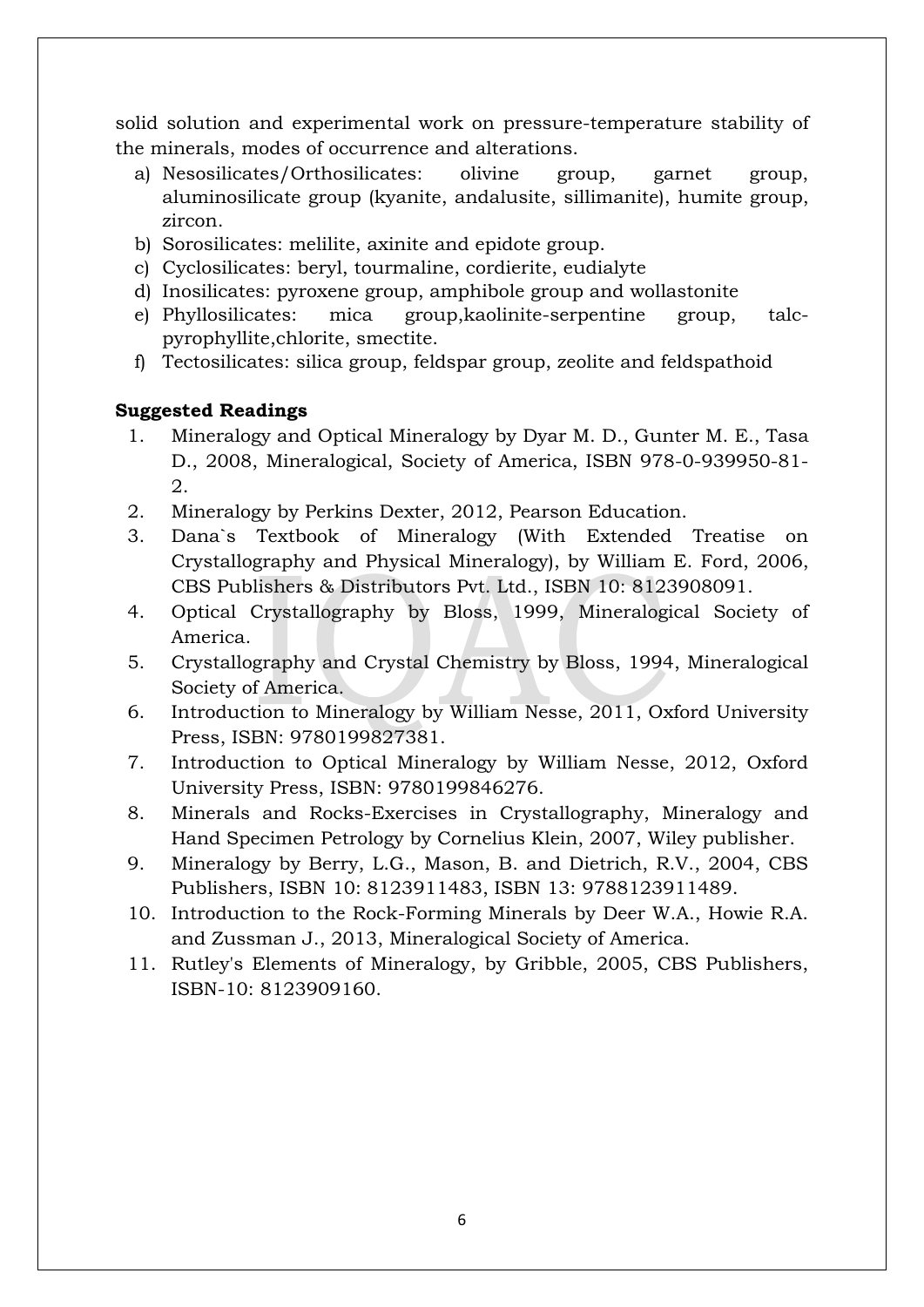solid solution and experimental work on pressure-temperature stability of the minerals, modes of occurrence and alterations.

a) Nesosilicates/Orthosilicates: olivine group, garnet group, aluminosilicate group (kyanite, andalusite, sillimanite), humite group, zircon.
b) Sorosilicates: melilite, axinite and epidote group.
c) Cyclosilicates: beryl, tourmaline, cordierite, eudialyte
d) Inosilicates: pyroxene group, amphibole group and wollastonite
e) Phyllosilicates: mica group,kaolinite-serpentine group, talc-pyrophyllite,chlorite, smectite.
f) Tectosilicates: silica group, feldspar group, zeolite and feldspathoid

**Suggested Readings**

1. Mineralogy and Optical Mineralogy by Dyar M. D., Gunter M. E., Tasa D., 2008, Mineralogical, Society of America, ISBN 978-0-939950-81-2.
2. Mineralogy by Perkins Dexter, 2012, Pearson Education.
3. Dana`s Textbook of Mineralogy (With Extended Treatise on Crystallography and Physical Mineralogy), by William E. Ford, 2006, CBS Publishers & Distributors Pvt. Ltd., ISBN 10: 8123908091.
4. Optical Crystallography by Bloss, 1999, Mineralogical Society of America.
5. Crystallography and Crystal Chemistry by Bloss, 1994, Mineralogical Society of America.
6. Introduction to Mineralogy by William Nesse, 2011, Oxford University Press, ISBN: 9780199827381.
7. Introduction to Optical Mineralogy by William Nesse, 2012, Oxford University Press, ISBN: 9780199846276.
8. Minerals and Rocks-Exercises in Crystallography, Mineralogy and Hand Specimen Petrology by Cornelius Klein, 2007, Wiley publisher.
9. Mineralogy by Berry, L.G., Mason, B. and Dietrich, R.V., 2004, CBS Publishers, ISBN 10: 8123911483, ISBN 13: 9788123911489.
10. Introduction to the Rock-Forming Minerals by Deer W.A., Howie R.A. and Zussman J., 2013, Mineralogical Society of America.
11. Rutley's Elements of Mineralogy, by Gribble, 2005, CBS Publishers, ISBN-10: 8123909160.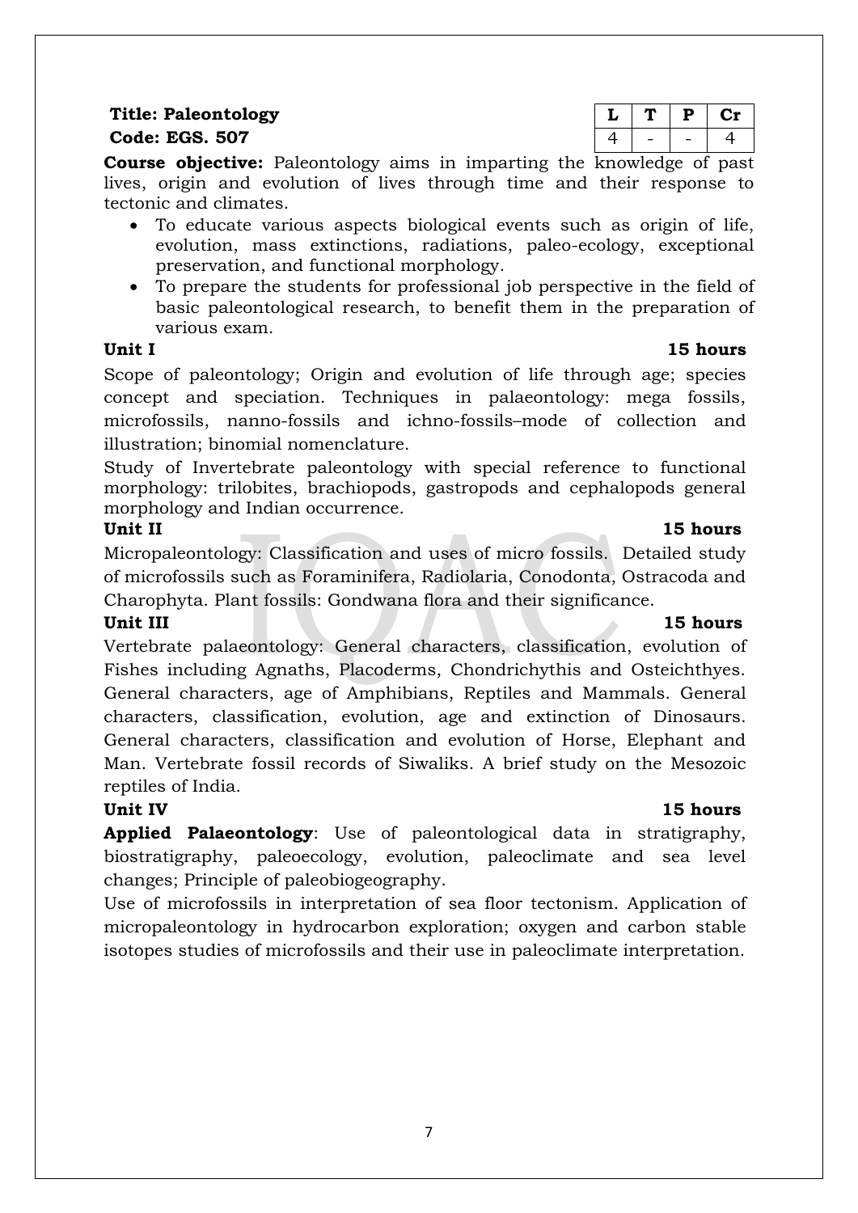**Title: Paleontology**
**Code: EGS. 507**

| L | T | P | Cr |
|---|---|---|---|
| 4 | - | - | 4 |

**Course objective:** Paleontology aims in imparting the knowledge of past lives, origin and evolution of lives through time and their response to tectonic and climates.

- To educate various aspects biological events such as origin of life, evolution, mass extinctions, radiations, paleo-ecology, exceptional preservation, and functional morphology.
- To prepare the students for professional job perspective in the field of basic paleontological research, to benefit them in the preparation of various exam.

**Unit I** **15 hours**

Scope of paleontology; Origin and evolution of life through age; species concept and speciation. Techniques in palaeontology: mega fossils, microfossils, nanno-fossils and ichno-fossils–mode of collection and illustration; binomial nomenclature.

Study of Invertebrate paleontology with special reference to functional morphology: trilobites, brachiopods, gastropods and cephalopods general morphology and Indian occurrence.

**Unit II** **15 hours**

Micropaleontology: Classification and uses of micro fossils. Detailed study of microfossils such as Foraminifera, Radiolaria, Conodonta, Ostracoda and Charophyta. Plant fossils: Gondwana flora and their significance.

**Unit III** **15 hours**

Vertebrate palaeontology: General characters, classification, evolution of Fishes including Agnaths, Placoderms, Chondrichythis and Osteichthyes. General characters, age of Amphibians, Reptiles and Mammals. General characters, classification, evolution, age and extinction of Dinosaurs. General characters, classification and evolution of Horse, Elephant and Man. Vertebrate fossil records of Siwaliks. A brief study on the Mesozoic reptiles of India.

**Unit IV** **15 hours**

**Applied Palaeontology**: Use of paleontological data in stratigraphy, biostratigraphy, paleoecology, evolution, paleoclimate and sea level changes; Principle of paleobiogeography.

Use of microfossils in interpretation of sea floor tectonism. Application of micropaleontology in hydrocarbon exploration; oxygen and carbon stable isotopes studies of microfossils and their use in paleoclimate interpretation.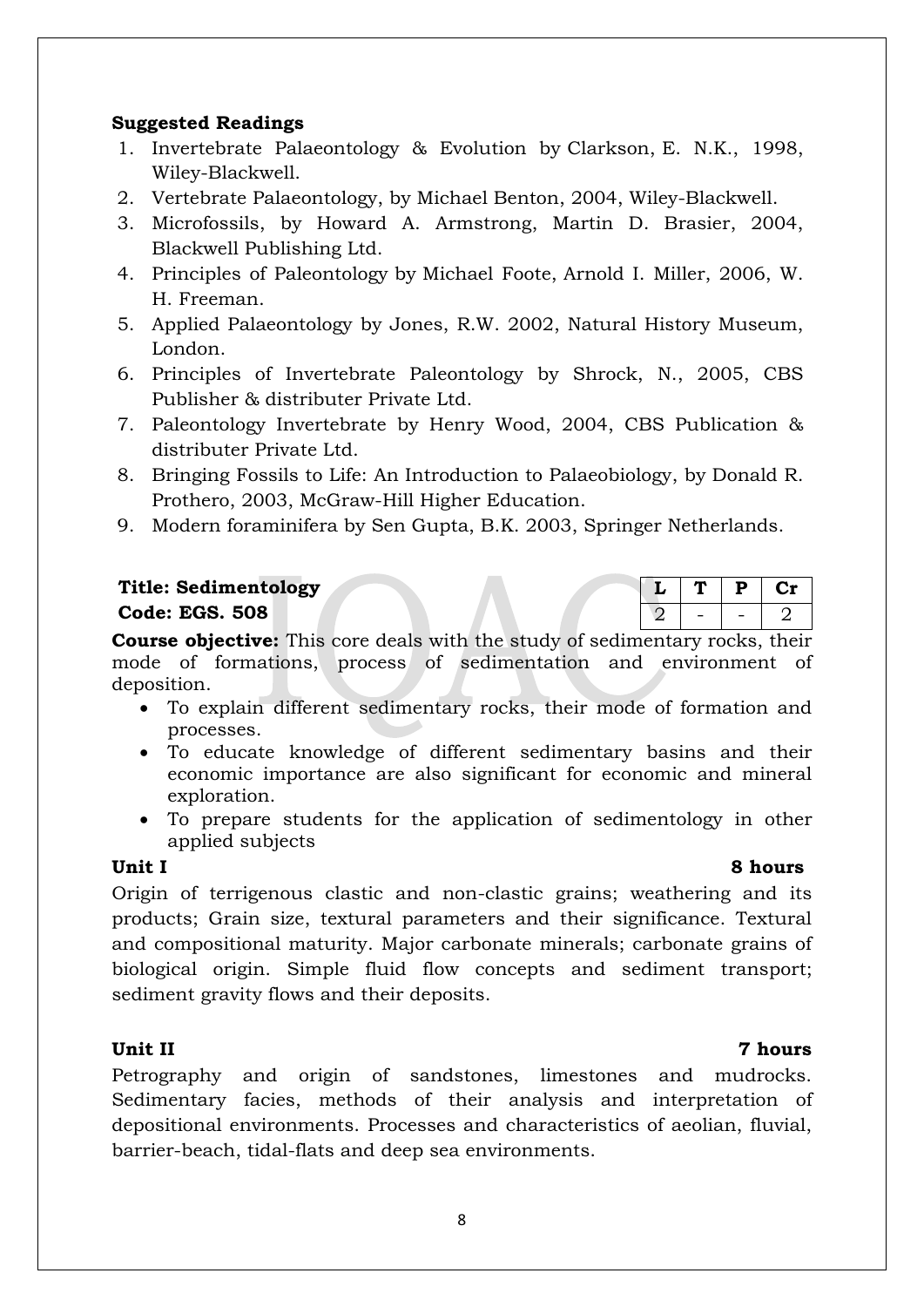**Suggested Readings**

1. Invertebrate Palaeontology & Evolution by Clarkson, E. N.K., 1998, Wiley-Blackwell.
2. Vertebrate Palaeontology, by Michael Benton, 2004, Wiley-Blackwell.
3. Microfossils, by Howard A. Armstrong, Martin D. Brasier, 2004, Blackwell Publishing Ltd.
4. Principles of Paleontology by Michael Foote, Arnold I. Miller, 2006, W. H. Freeman.
5. Applied Palaeontology by Jones, R.W. 2002, Natural History Museum, London.
6. Principles of Invertebrate Paleontology by Shrock, N., 2005, CBS Publisher & distributer Private Ltd.
7. Paleontology Invertebrate by Henry Wood, 2004, CBS Publication & distributer Private Ltd.
8. Bringing Fossils to Life: An Introduction to Palaeobiology, by Donald R. Prothero, 2003, McGraw-Hill Higher Education.
9. Modern foraminifera by Sen Gupta, B.K. 2003, Springer Netherlands.

**Title: Sedimentology**
**Code: EGS. 508**

| L | T | P | Cr |
|---|---|---|---|
| 2 | - | - | 2 |

**Course objective:** This core deals with the study of sedimentary rocks, their mode of formations, process of sedimentation and environment of deposition.

- To explain different sedimentary rocks, their mode of formation and processes.
- To educate knowledge of different sedimentary basins and their economic importance are also significant for economic and mineral exploration.
- To prepare students for the application of sedimentology in other applied subjects

**Unit I** **8 hours**

Origin of terrigenous clastic and non-clastic grains; weathering and its products; Grain size, textural parameters and their significance. Textural and compositional maturity. Major carbonate minerals; carbonate grains of biological origin. Simple fluid flow concepts and sediment transport; sediment gravity flows and their deposits.

**Unit II** **7 hours**

Petrography and origin of sandstones, limestones and mudrocks. Sedimentary facies, methods of their analysis and interpretation of depositional environments. Processes and characteristics of aeolian, fluvial, barrier-beach, tidal-flats and deep sea environments.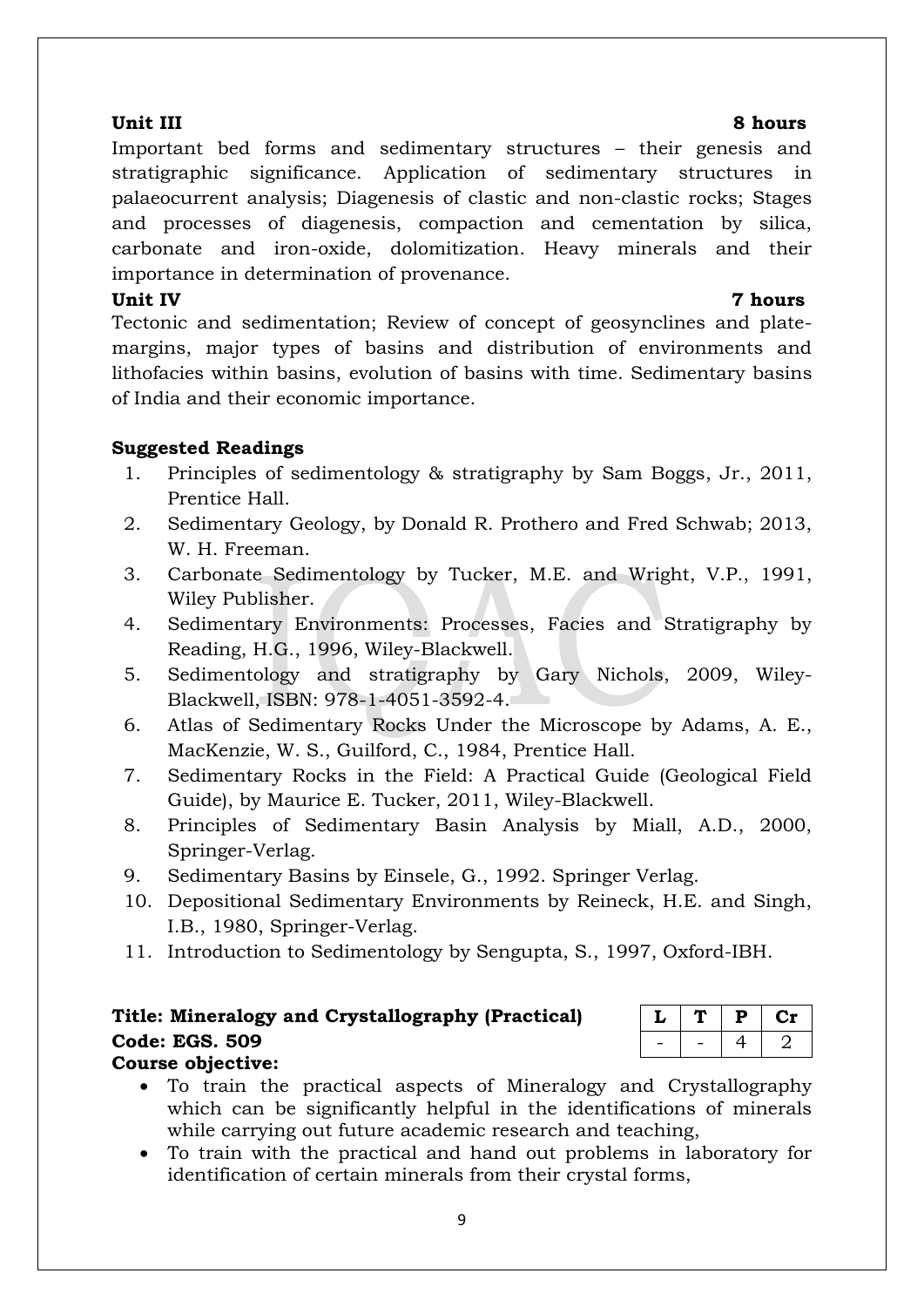**Unit III** **8 hours**

Important bed forms and sedimentary structures – their genesis and stratigraphic significance. Application of sedimentary structures in palaeocurrent analysis; Diagenesis of clastic and non-clastic rocks; Stages and processes of diagenesis, compaction and cementation by silica, carbonate and iron-oxide, dolomitization. Heavy minerals and their importance in determination of provenance.

**Unit IV** **7 hours**

Tectonic and sedimentation; Review of concept of geosynclines and plate-margins, major types of basins and distribution of environments and lithofacies within basins, evolution of basins with time. Sedimentary basins of India and their economic importance.

**Suggested Readings**

1. Principles of sedimentology & stratigraphy by Sam Boggs, Jr., 2011, Prentice Hall.
2. Sedimentary Geology, by Donald R. Prothero and Fred Schwab; 2013, W. H. Freeman.
3. Carbonate Sedimentology by Tucker, M.E. and Wright, V.P., 1991, Wiley Publisher.
4. Sedimentary Environments: Processes, Facies and Stratigraphy by Reading, H.G., 1996, Wiley-Blackwell.
5. Sedimentology and stratigraphy by Gary Nichols, 2009, Wiley-Blackwell, ISBN: 978-1-4051-3592-4.
6. Atlas of Sedimentary Rocks Under the Microscope by Adams, A. E., MacKenzie, W. S., Guilford, C., 1984, Prentice Hall.
7. Sedimentary Rocks in the Field: A Practical Guide (Geological Field Guide), by Maurice E. Tucker, 2011, Wiley-Blackwell.
8. Principles of Sedimentary Basin Analysis by Miall, A.D., 2000, Springer-Verlag.
9. Sedimentary Basins by Einsele, G., 1992. Springer Verlag.
10. Depositional Sedimentary Environments by Reineck, H.E. and Singh, I.B., 1980, Springer-Verlag.
11. Introduction to Sedimentology by Sengupta, S., 1997, Oxford-IBH.

**Title: Mineralogy and Crystallography (Practical)**
**Code: EGS. 509**

| L | T | P | Cr |
|---|---|---|---|
| - | - | 4 | 2 |

**Course objective:**

- To train the practical aspects of Mineralogy and Crystallography which can be significantly helpful in the identifications of minerals while carrying out future academic research and teaching,
- To train with the practical and hand out problems in laboratory for identification of certain minerals from their crystal forms,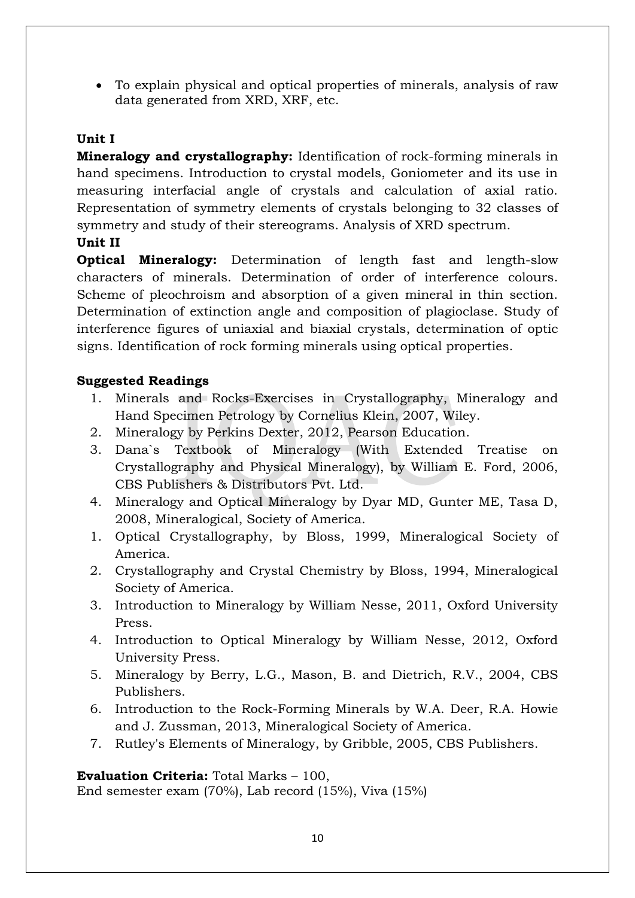- To explain physical and optical properties of minerals, analysis of raw data generated from XRD, XRF, etc.

**Unit I**

**Mineralogy and crystallography:** Identification of rock-forming minerals in hand specimens. Introduction to crystal models, Goniometer and its use in measuring interfacial angle of crystals and calculation of axial ratio. Representation of symmetry elements of crystals belonging to 32 classes of symmetry and study of their stereograms. Analysis of XRD spectrum.

**Unit II**

**Optical Mineralogy:** Determination of length fast and length-slow characters of minerals. Determination of order of interference colours. Scheme of pleochroism and absorption of a given mineral in thin section. Determination of extinction angle and composition of plagioclase. Study of interference figures of uniaxial and biaxial crystals, determination of optic signs. Identification of rock forming minerals using optical properties.

**Suggested Readings**

1. Minerals and Rocks-Exercises in Crystallography, Mineralogy and Hand Specimen Petrology by Cornelius Klein, 2007, Wiley.
2. Mineralogy by Perkins Dexter, 2012, Pearson Education.
3. Dana`s Textbook of Mineralogy (With Extended Treatise on Crystallography and Physical Mineralogy), by William E. Ford, 2006, CBS Publishers & Distributors Pvt. Ltd.
4. Mineralogy and Optical Mineralogy by Dyar MD, Gunter ME, Tasa D, 2008, Mineralogical, Society of America.

1. Optical Crystallography, by Bloss, 1999, Mineralogical Society of America.
2. Crystallography and Crystal Chemistry by Bloss, 1994, Mineralogical Society of America.
3. Introduction to Mineralogy by William Nesse, 2011, Oxford University Press.
4. Introduction to Optical Mineralogy by William Nesse, 2012, Oxford University Press.
5. Mineralogy by Berry, L.G., Mason, B. and Dietrich, R.V., 2004, CBS Publishers.
6. Introduction to the Rock-Forming Minerals by W.A. Deer, R.A. Howie and J. Zussman, 2013, Mineralogical Society of America.
7. Rutley's Elements of Mineralogy, by Gribble, 2005, CBS Publishers.

**Evaluation Criteria:** Total Marks – 100,
End semester exam (70%), Lab record (15%), Viva (15%)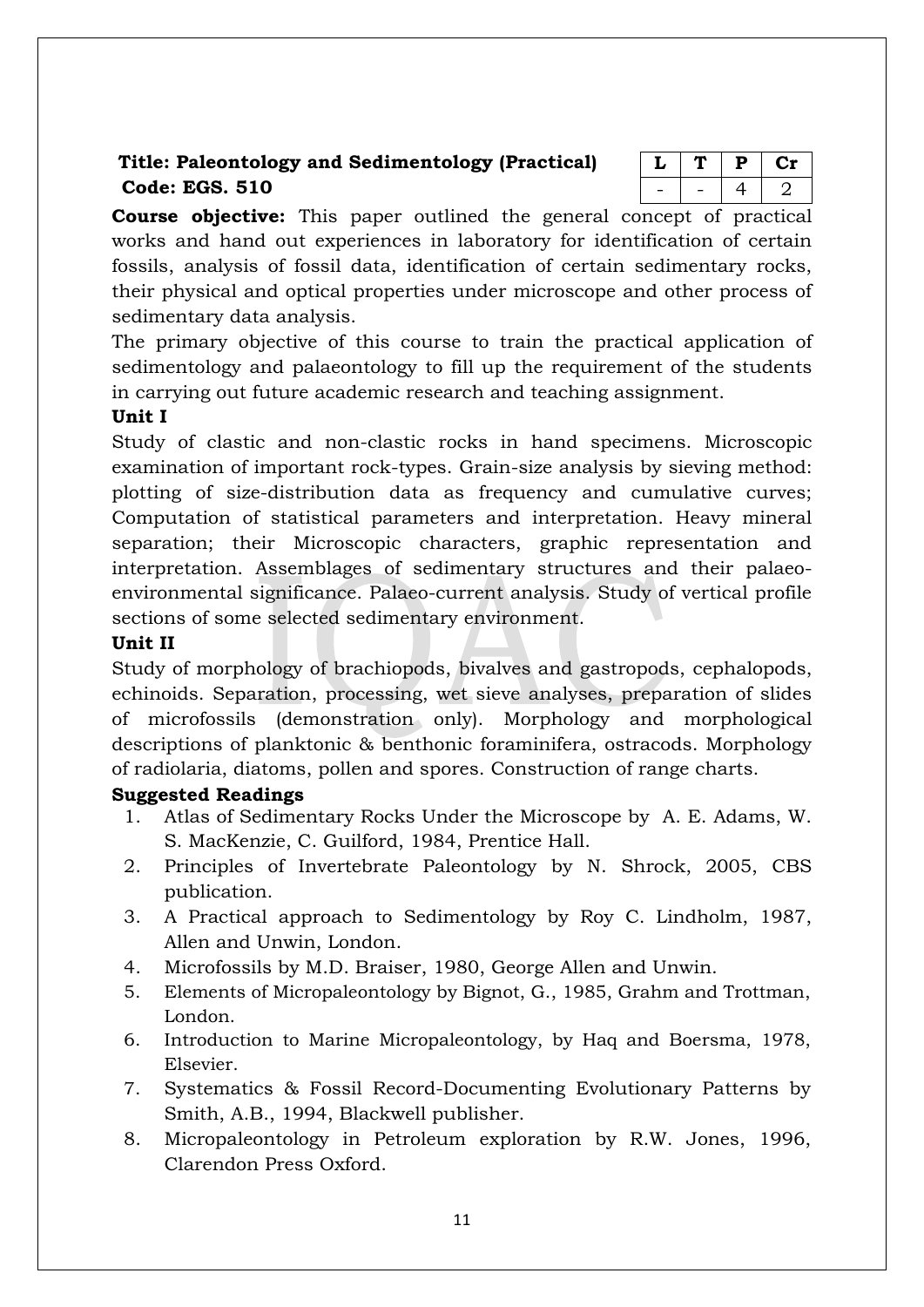**Title: Paleontology and Sedimentology (Practical)**
**Code: EGS. 510**

| L | T | P | Cr |
|---|---|---|---|
| - | - | 4 | 2 |

**Course objective:** This paper outlined the general concept of practical works and hand out experiences in laboratory for identification of certain fossils, analysis of fossil data, identification of certain sedimentary rocks, their physical and optical properties under microscope and other process of sedimentary data analysis.

The primary objective of this course to train the practical application of sedimentology and palaeontology to fill up the requirement of the students in carrying out future academic research and teaching assignment.

**Unit I**

Study of clastic and non-clastic rocks in hand specimens. Microscopic examination of important rock-types. Grain-size analysis by sieving method: plotting of size-distribution data as frequency and cumulative curves; Computation of statistical parameters and interpretation. Heavy mineral separation; their Microscopic characters, graphic representation and interpretation. Assemblages of sedimentary structures and their palaeo-environmental significance. Palaeo-current analysis. Study of vertical profile sections of some selected sedimentary environment.

**Unit II**

Study of morphology of brachiopods, bivalves and gastropods, cephalopods, echinoids. Separation, processing, wet sieve analyses, preparation of slides of microfossils (demonstration only). Morphology and morphological descriptions of planktonic & benthonic foraminifera, ostracods. Morphology of radiolaria, diatoms, pollen and spores. Construction of range charts.

**Suggested Readings**

1. Atlas of Sedimentary Rocks Under the Microscope by A. E. Adams, W. S. MacKenzie, C. Guilford, 1984, Prentice Hall.
2. Principles of Invertebrate Paleontology by N. Shrock, 2005, CBS publication.
3. A Practical approach to Sedimentology by Roy C. Lindholm, 1987, Allen and Unwin, London.
4. Microfossils by M.D. Braiser, 1980, George Allen and Unwin.
5. Elements of Micropaleontology by Bignot, G., 1985, Grahm and Trottman, London.
6. Introduction to Marine Micropaleontology, by Haq and Boersma, 1978, Elsevier.
7. Systematics & Fossil Record-Documenting Evolutionary Patterns by Smith, A.B., 1994, Blackwell publisher.
8. Micropaleontology in Petroleum exploration by R.W. Jones, 1996, Clarendon Press Oxford.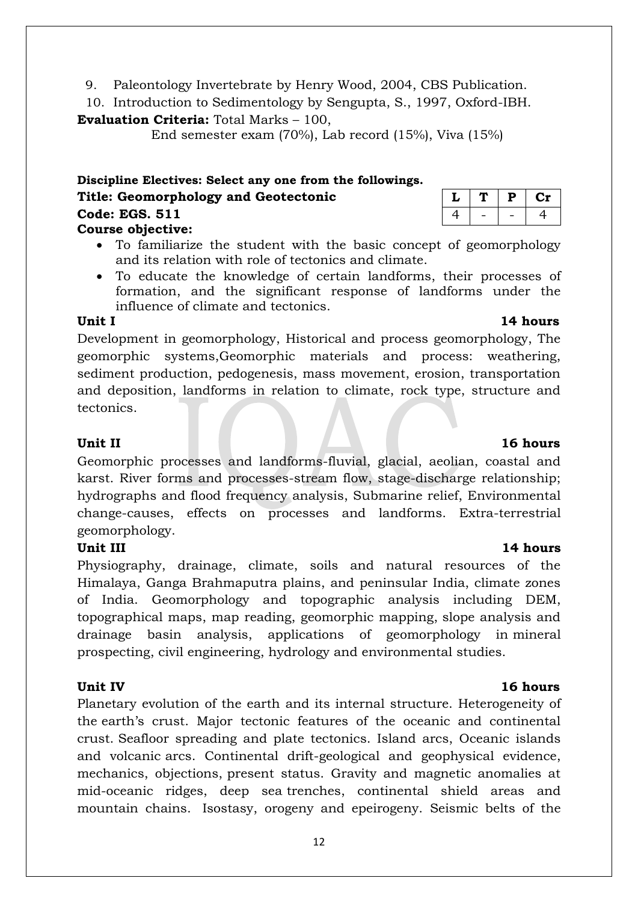9. Paleontology Invertebrate by Henry Wood, 2004, CBS Publication.
10. Introduction to Sedimentology by Sengupta, S., 1997, Oxford-IBH.

**Evaluation Criteria:** Total Marks – 100,
End semester exam (70%), Lab record (15%), Viva (15%)

**Discipline Electives: Select any one from the followings.**

**Title: Geomorphology and Geotectonic**

**Code: EGS. 511**

| L | T | P | Cr |
|---|---|---|---|
| 4 | - | - | 4 |

**Course objective:**

- To familiarize the student with the basic concept of geomorphology and its relation with role of tectonics and climate.
- To educate the knowledge of certain landforms, their processes of formation, and the significant response of landforms under the influence of climate and tectonics.

**Unit I** **14 hours**

Development in geomorphology, Historical and process geomorphology, The geomorphic systems,Geomorphic materials and process: weathering, sediment production, pedogenesis, mass movement, erosion, transportation and deposition, landforms in relation to climate, rock type, structure and tectonics.

**Unit II** **16 hours**

Geomorphic processes and landforms-fluvial, glacial, aeolian, coastal and karst. River forms and processes-stream flow, stage-discharge relationship; hydrographs and flood frequency analysis, Submarine relief, Environmental change-causes, effects on processes and landforms. Extra-terrestrial geomorphology.

**Unit III** **14 hours**

Physiography, drainage, climate, soils and natural resources of the Himalaya, Ganga Brahmaputra plains, and peninsular India, climate zones of India. Geomorphology and topographic analysis including DEM, topographical maps, map reading, geomorphic mapping, slope analysis and drainage basin analysis, applications of geomorphology in mineral prospecting, civil engineering, hydrology and environmental studies.

**Unit IV** **16 hours**

Planetary evolution of the earth and its internal structure. Heterogeneity of the earth's crust. Major tectonic features of the oceanic and continental crust. Seafloor spreading and plate tectonics. Island arcs, Oceanic islands and volcanic arcs. Continental drift-geological and geophysical evidence, mechanics, objections, present status. Gravity and magnetic anomalies at mid-oceanic ridges, deep sea trenches, continental shield areas and mountain chains. Isostasy, orogeny and epeirogeny. Seismic belts of the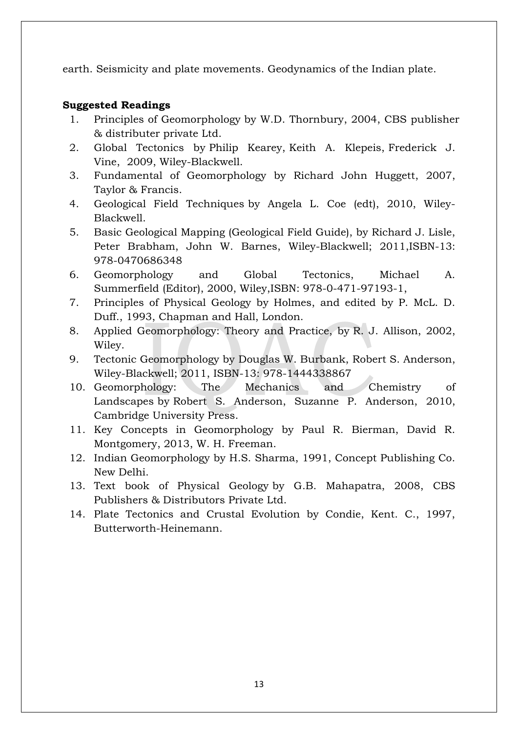earth. Seismicity and plate movements. Geodynamics of the Indian plate.

**Suggested Readings**

1. Principles of Geomorphology by W.D. Thornbury, 2004, CBS publisher & distributer private Ltd.
2. Global Tectonics by Philip Kearey, Keith A. Klepeis, Frederick J. Vine, 2009, Wiley-Blackwell.
3. Fundamental of Geomorphology by Richard John Huggett, 2007, Taylor & Francis.
4. Geological Field Techniques by Angela L. Coe (edt), 2010, Wiley-Blackwell.
5. Basic Geological Mapping (Geological Field Guide), by Richard J. Lisle, Peter Brabham, John W. Barnes, Wiley-Blackwell; 2011,ISBN-13: 978-0470686348
6. Geomorphology and Global Tectonics, Michael A. Summerfield (Editor), 2000, Wiley,ISBN: 978-0-471-97193-1,
7. Principles of Physical Geology by Holmes, and edited by P. McL. D. Duff., 1993, Chapman and Hall, London.
8. Applied Geomorphology: Theory and Practice, by R. J. Allison, 2002, Wiley.
9. Tectonic Geomorphology by Douglas W. Burbank, Robert S. Anderson, Wiley-Blackwell; 2011, ISBN-13: 978-1444338867
10. Geomorphology: The Mechanics and Chemistry of Landscapes by Robert S. Anderson, Suzanne P. Anderson, 2010, Cambridge University Press.
11. Key Concepts in Geomorphology by Paul R. Bierman, David R. Montgomery, 2013, W. H. Freeman.
12. Indian Geomorphology by H.S. Sharma, 1991, Concept Publishing Co. New Delhi.
13. Text book of Physical Geology by G.B. Mahapatra, 2008, CBS Publishers & Distributors Private Ltd.
14. Plate Tectonics and Crustal Evolution by Condie, Kent. C., 1997, Butterworth-Heinemann.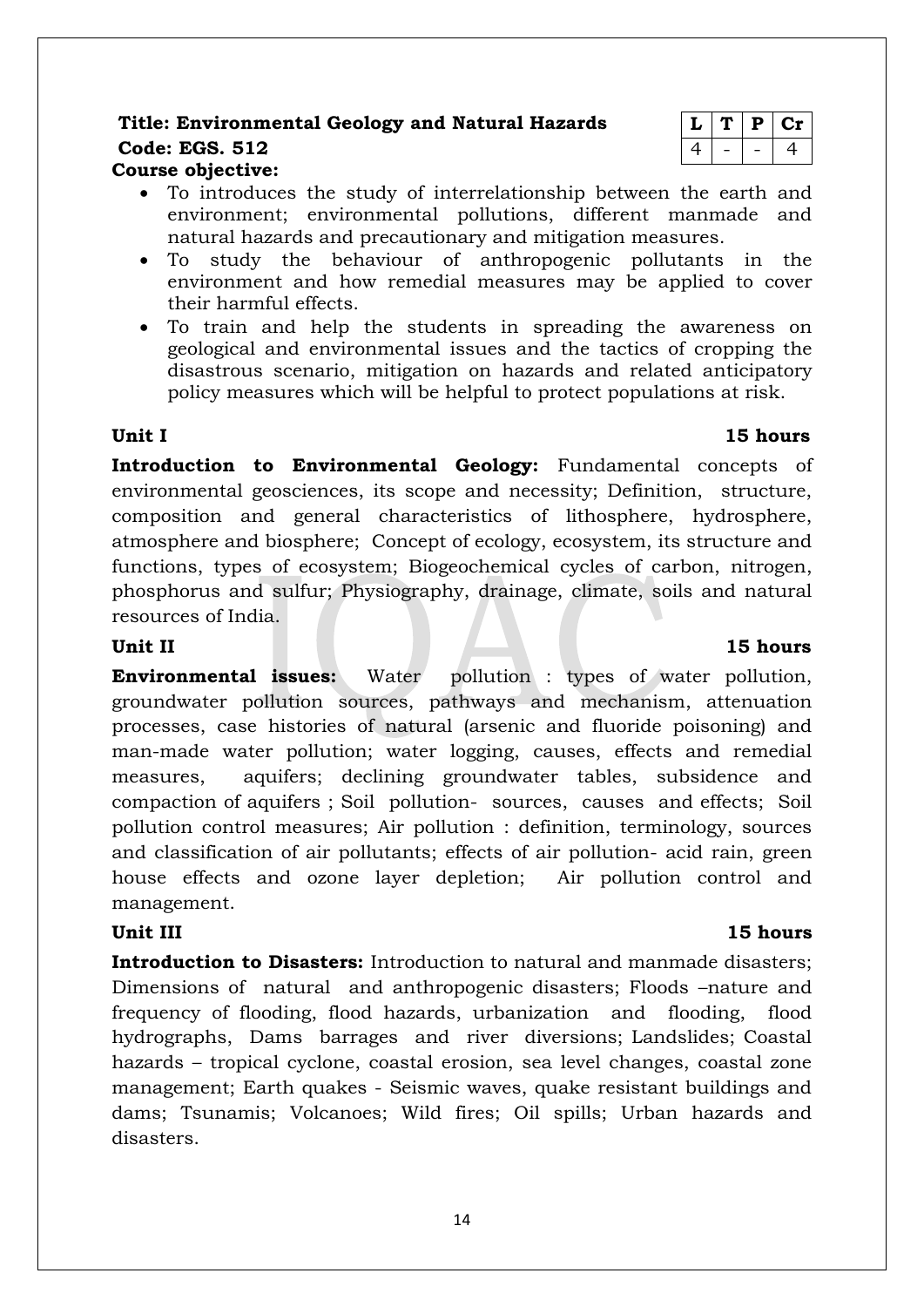**Title: Environmental Geology and Natural Hazards**

**Code: EGS. 512**

| L | T | P | Cr |
|---|---|---|---|
| 4 | - | - | 4 |

**Course objective:**

- To introduces the study of interrelationship between the earth and environment; environmental pollutions, different manmade and natural hazards and precautionary and mitigation measures.
- To study the behaviour of anthropogenic pollutants in the environment and how remedial measures may be applied to cover their harmful effects.
- To train and help the students in spreading the awareness on geological and environmental issues and the tactics of cropping the disastrous scenario, mitigation on hazards and related anticipatory policy measures which will be helpful to protect populations at risk.

**Unit I — 15 hours**

**Introduction to Environmental Geology:** Fundamental concepts of environmental geosciences, its scope and necessity; Definition, structure, composition and general characteristics of lithosphere, hydrosphere, atmosphere and biosphere; Concept of ecology, ecosystem, its structure and functions, types of ecosystem; Biogeochemical cycles of carbon, nitrogen, phosphorus and sulfur; Physiography, drainage, climate, soils and natural resources of India.

**Unit II — 15 hours**

**Environmental issues:** Water pollution : types of water pollution, groundwater pollution sources, pathways and mechanism, attenuation processes, case histories of natural (arsenic and fluoride poisoning) and man-made water pollution; water logging, causes, effects and remedial measures, aquifers; declining groundwater tables, subsidence and compaction of aquifers ; Soil pollution- sources, causes and effects; Soil pollution control measures; Air pollution : definition, terminology, sources and classification of air pollutants; effects of air pollution- acid rain, green house effects and ozone layer depletion; Air pollution control and management.

**Unit III — 15 hours**

**Introduction to Disasters:** Introduction to natural and manmade disasters; Dimensions of natural and anthropogenic disasters; Floods –nature and frequency of flooding, flood hazards, urbanization and flooding, flood hydrographs, Dams barrages and river diversions; Landslides; Coastal hazards – tropical cyclone, coastal erosion, sea level changes, coastal zone management; Earth quakes - Seismic waves, quake resistant buildings and dams; Tsunamis; Volcanoes; Wild fires; Oil spills; Urban hazards and disasters.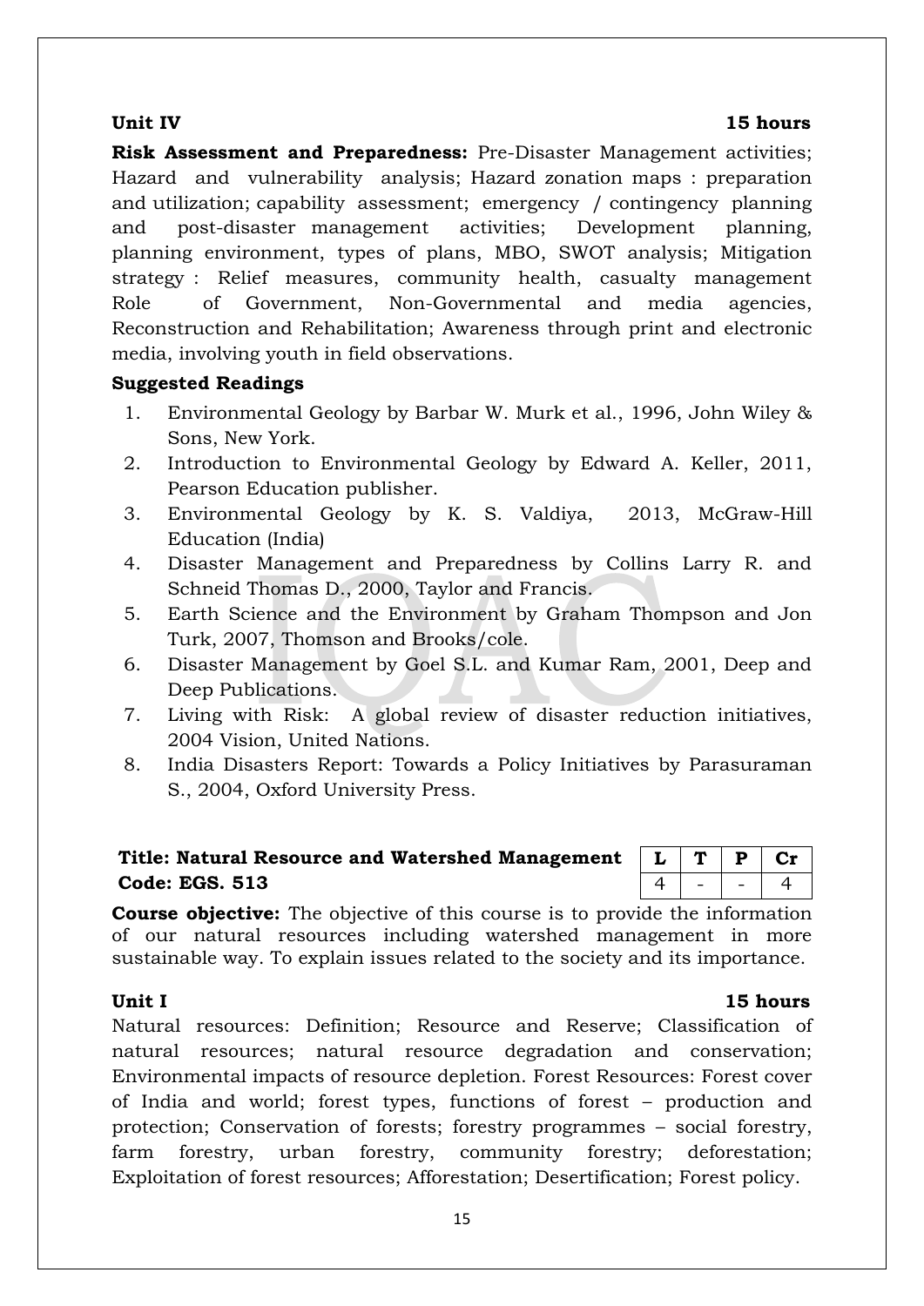**Unit IV** **15 hours**

**Risk Assessment and Preparedness:** Pre-Disaster Management activities; Hazard and vulnerability analysis; Hazard zonation maps : preparation and utilization; capability assessment; emergency / contingency planning and post-disaster management activities; Development planning, planning environment, types of plans, MBO, SWOT analysis; Mitigation strategy : Relief measures, community health, casualty management Role of Government, Non-Governmental and media agencies, Reconstruction and Rehabilitation; Awareness through print and electronic media, involving youth in field observations.

**Suggested Readings**

1. Environmental Geology by Barbar W. Murk et al., 1996, John Wiley & Sons, New York.
2. Introduction to Environmental Geology by Edward A. Keller, 2011, Pearson Education publisher.
3. Environmental Geology by K. S. Valdiya, 2013, McGraw-Hill Education (India)
4. Disaster Management and Preparedness by Collins Larry R. and Schneid Thomas D., 2000, Taylor and Francis.
5. Earth Science and the Environment by Graham Thompson and Jon Turk, 2007, Thomson and Brooks/cole.
6. Disaster Management by Goel S.L. and Kumar Ram, 2001, Deep and Deep Publications.
7. Living with Risk: A global review of disaster reduction initiatives, 2004 Vision, United Nations.
8. India Disasters Report: Towards a Policy Initiatives by Parasuraman S., 2004, Oxford University Press.

**Title: Natural Resource and Watershed Management**
**Code: EGS. 513**

| L | T | P | Cr |
|---|---|---|---|
| 4 | - | - | 4 |

**Course objective:** The objective of this course is to provide the information of our natural resources including watershed management in more sustainable way. To explain issues related to the society and its importance.

**Unit I** **15 hours**

Natural resources: Definition; Resource and Reserve; Classification of natural resources; natural resource degradation and conservation; Environmental impacts of resource depletion. Forest Resources: Forest cover of India and world; forest types, functions of forest – production and protection; Conservation of forests; forestry programmes – social forestry, farm forestry, urban forestry, community forestry; deforestation; Exploitation of forest resources; Afforestation; Desertification; Forest policy.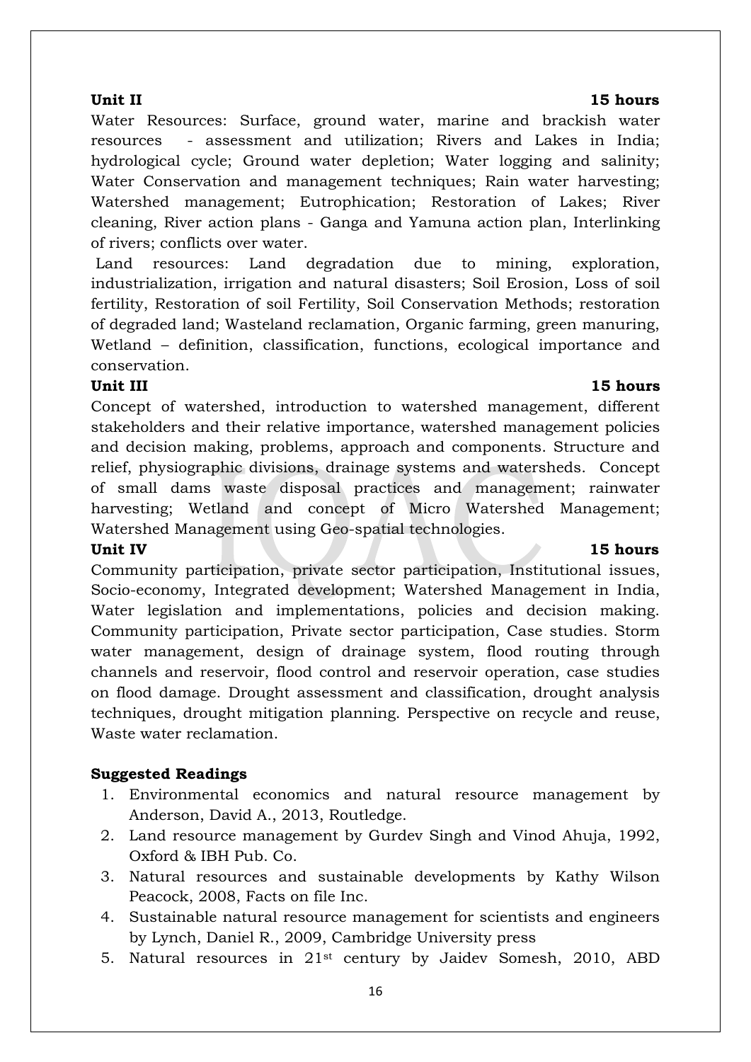**Unit II** **15 hours**

Water Resources: Surface, ground water, marine and brackish water resources - assessment and utilization; Rivers and Lakes in India; hydrological cycle; Ground water depletion; Water logging and salinity; Water Conservation and management techniques; Rain water harvesting; Watershed management; Eutrophication; Restoration of Lakes; River cleaning, River action plans - Ganga and Yamuna action plan, Interlinking of rivers; conflicts over water.

Land resources: Land degradation due to mining, exploration, industrialization, irrigation and natural disasters; Soil Erosion, Loss of soil fertility, Restoration of soil Fertility, Soil Conservation Methods; restoration of degraded land; Wasteland reclamation, Organic farming, green manuring, Wetland – definition, classification, functions, ecological importance and conservation.

**Unit III** **15 hours**

Concept of watershed, introduction to watershed management, different stakeholders and their relative importance, watershed management policies and decision making, problems, approach and components. Structure and relief, physiographic divisions, drainage systems and watersheds. Concept of small dams waste disposal practices and management; rainwater harvesting; Wetland and concept of Micro Watershed Management; Watershed Management using Geo-spatial technologies.

**Unit IV** **15 hours**

Community participation, private sector participation, Institutional issues, Socio-economy, Integrated development; Watershed Management in India, Water legislation and implementations, policies and decision making. Community participation, Private sector participation, Case studies. Storm water management, design of drainage system, flood routing through channels and reservoir, flood control and reservoir operation, case studies on flood damage. Drought assessment and classification, drought analysis techniques, drought mitigation planning. Perspective on recycle and reuse, Waste water reclamation.

**Suggested Readings**

1. Environmental economics and natural resource management by Anderson, David A., 2013, Routledge.
2. Land resource management by Gurdev Singh and Vinod Ahuja, 1992, Oxford & IBH Pub. Co.
3. Natural resources and sustainable developments by Kathy Wilson Peacock, 2008, Facts on file Inc.
4. Sustainable natural resource management for scientists and engineers by Lynch, Daniel R., 2009, Cambridge University press
5. Natural resources in 21st century by Jaidev Somesh, 2010, ABD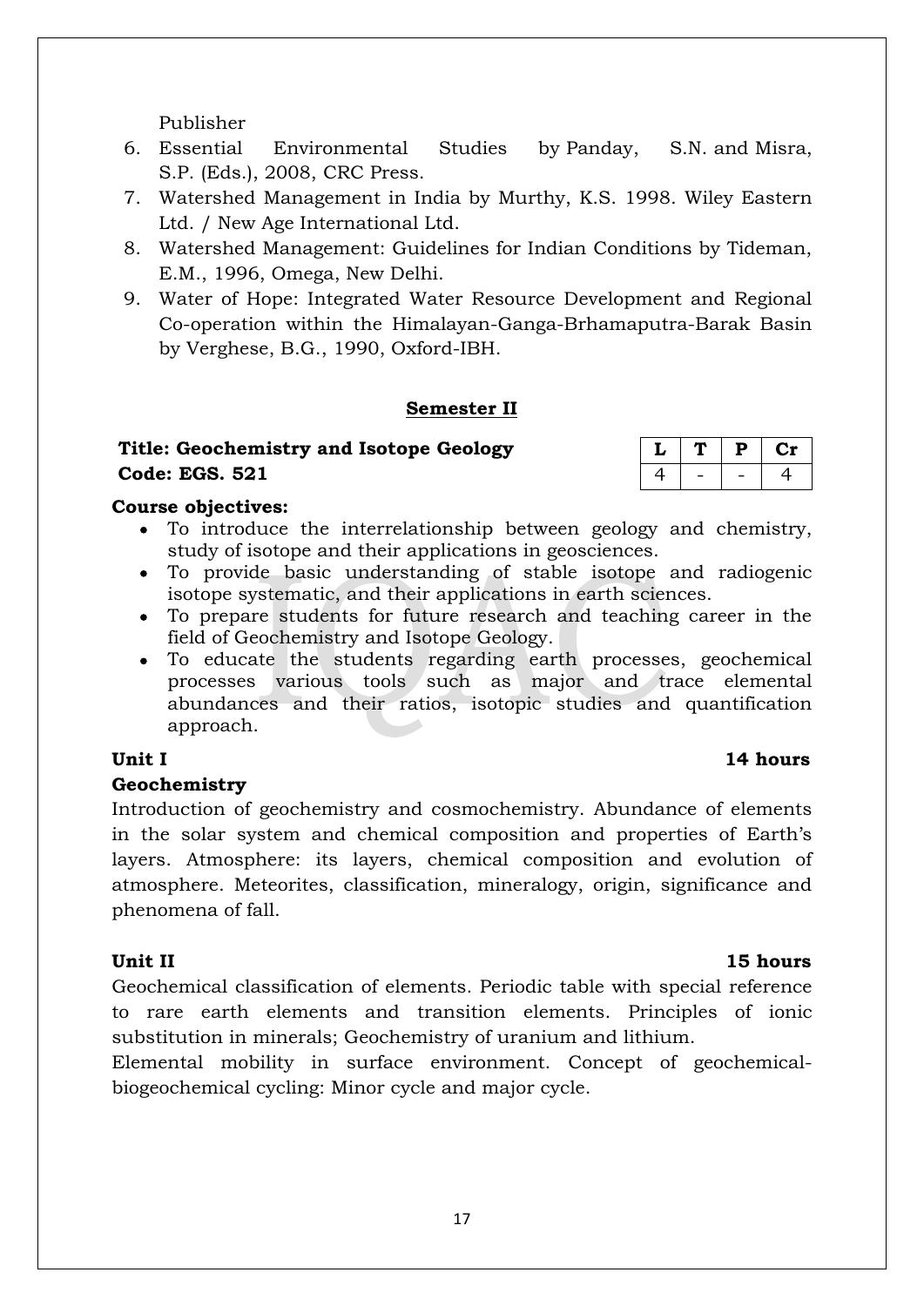Publisher

6. Essential Environmental Studies by Panday, S.N. and Misra, S.P. (Eds.), 2008, CRC Press.
7. Watershed Management in India by Murthy, K.S. 1998. Wiley Eastern Ltd. / New Age International Ltd.
8. Watershed Management: Guidelines for Indian Conditions by Tideman, E.M., 1996, Omega, New Delhi.
9. Water of Hope: Integrated Water Resource Development and Regional Co-operation within the Himalayan-Ganga-Brhamaputra-Barak Basin by Verghese, B.G., 1990, Oxford-IBH.

## Semester II

**Title: Geochemistry and Isotope Geology**
**Code: EGS. 521**

| L | T | P | Cr |
|---|---|---|---|
| 4 | - | - | 4 |

**Course objectives:**

- To introduce the interrelationship between geology and chemistry, study of isotope and their applications in geosciences.
- To provide basic understanding of stable isotope and radiogenic isotope systematic, and their applications in earth sciences.
- To prepare students for future research and teaching career in the field of Geochemistry and Isotope Geology.
- To educate the students regarding earth processes, geochemical processes various tools such as major and trace elemental abundances and their ratios, isotopic studies and quantification approach.

**Unit I** **14 hours**

**Geochemistry**

Introduction of geochemistry and cosmochemistry. Abundance of elements in the solar system and chemical composition and properties of Earth's layers. Atmosphere: its layers, chemical composition and evolution of atmosphere. Meteorites, classification, mineralogy, origin, significance and phenomena of fall.

**Unit II** **15 hours**

Geochemical classification of elements. Periodic table with special reference to rare earth elements and transition elements. Principles of ionic substitution in minerals; Geochemistry of uranium and lithium.

Elemental mobility in surface environment. Concept of geochemical-biogeochemical cycling: Minor cycle and major cycle.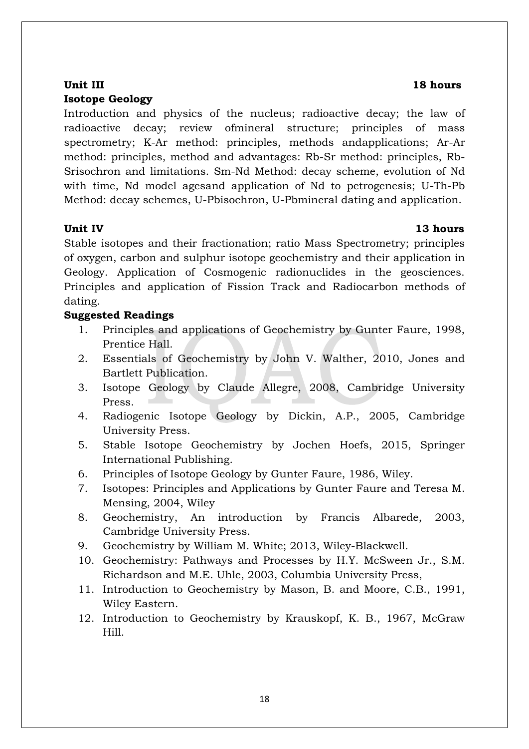**Unit III** **18 hours**

**Isotope Geology**

Introduction and physics of the nucleus; radioactive decay; the law of radioactive decay; review ofmineral structure; principles of mass spectrometry; K-Ar method: principles, methods andapplications; Ar-Ar method: principles, method and advantages: Rb-Sr method: principles, Rb-Srisochron and limitations. Sm-Nd Method: decay scheme, evolution of Nd with time, Nd model agesand application of Nd to petrogenesis; U-Th-Pb Method: decay schemes, U-Pbisochron, U-Pbmineral dating and application.

**Unit IV** **13 hours**

Stable isotopes and their fractionation; ratio Mass Spectrometry; principles of oxygen, carbon and sulphur isotope geochemistry and their application in Geology. Application of Cosmogenic radionuclides in the geosciences. Principles and application of Fission Track and Radiocarbon methods of dating.

**Suggested Readings**

1. Principles and applications of Geochemistry by Gunter Faure, 1998, Prentice Hall.
2. Essentials of Geochemistry by John V. Walther, 2010, Jones and Bartlett Publication.
3. Isotope Geology by Claude Allegre, 2008, Cambridge University Press.
4. Radiogenic Isotope Geology by Dickin, A.P., 2005, Cambridge University Press.
5. Stable Isotope Geochemistry by Jochen Hoefs, 2015, Springer International Publishing.
6. Principles of Isotope Geology by Gunter Faure, 1986, Wiley.
7. Isotopes: Principles and Applications by Gunter Faure and Teresa M. Mensing, 2004, Wiley
8. Geochemistry, An introduction by Francis Albarede, 2003, Cambridge University Press.
9. Geochemistry by William M. White; 2013, Wiley-Blackwell.
10. Geochemistry: Pathways and Processes by H.Y. McSween Jr., S.M. Richardson and M.E. Uhle, 2003, Columbia University Press,
11. Introduction to Geochemistry by Mason, B. and Moore, C.B., 1991, Wiley Eastern.
12. Introduction to Geochemistry by Krauskopf, K. B., 1967, McGraw Hill.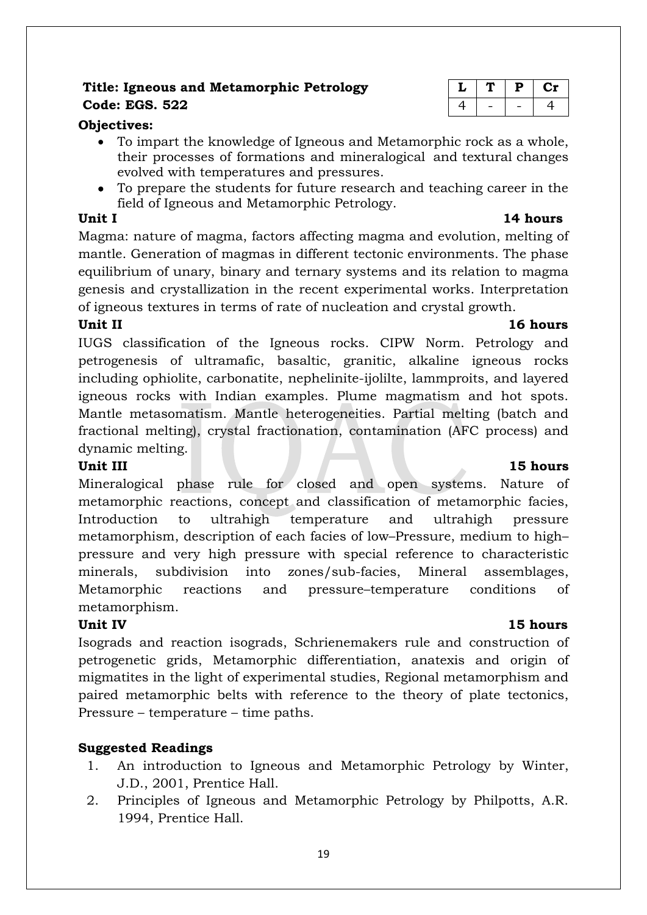**Title: Igneous and Metamorphic Petrology**
**Code: EGS. 522**

| L | T | P | Cr |
|---|---|---|---|
| 4 | - | - | 4 |

**Objectives:**

- To impart the knowledge of Igneous and Metamorphic rock as a whole, their processes of formations and mineralogical and textural changes evolved with temperatures and pressures.
- To prepare the students for future research and teaching career in the field of Igneous and Metamorphic Petrology.

**Unit I** **14 hours**

Magma: nature of magma, factors affecting magma and evolution, melting of mantle. Generation of magmas in different tectonic environments. The phase equilibrium of unary, binary and ternary systems and its relation to magma genesis and crystallization in the recent experimental works. Interpretation of igneous textures in terms of rate of nucleation and crystal growth.

**Unit II** **16 hours**

IUGS classification of the Igneous rocks. CIPW Norm. Petrology and petrogenesis of ultramafic, basaltic, granitic, alkaline igneous rocks including ophiolite, carbonatite, nephelinite-ijolilte, lammproits, and layered igneous rocks with Indian examples. Plume magmatism and hot spots. Mantle metasomatism. Mantle heterogeneities. Partial melting (batch and fractional melting), crystal fractionation, contamination (AFC process) and dynamic melting.

**Unit III** **15 hours**

Mineralogical phase rule for closed and open systems. Nature of metamorphic reactions, concept and classification of metamorphic facies, Introduction to ultrahigh temperature and ultrahigh pressure metamorphism, description of each facies of low–Pressure, medium to high–pressure and very high pressure with special reference to characteristic minerals, subdivision into zones/sub-facies, Mineral assemblages, Metamorphic reactions and pressure–temperature conditions of metamorphism.

**Unit IV** **15 hours**

Isograds and reaction isograds, Schrienemakers rule and construction of petrogenetic grids, Metamorphic differentiation, anatexis and origin of migmatites in the light of experimental studies, Regional metamorphism and paired metamorphic belts with reference to the theory of plate tectonics, Pressure – temperature – time paths.

**Suggested Readings**

1. An introduction to Igneous and Metamorphic Petrology by Winter, J.D., 2001, Prentice Hall.
2. Principles of Igneous and Metamorphic Petrology by Philpotts, A.R. 1994, Prentice Hall.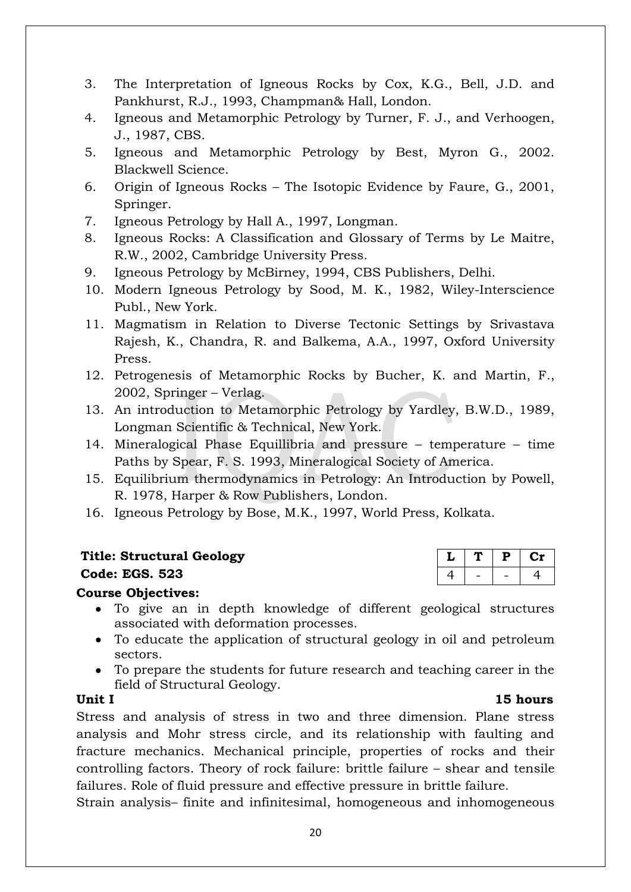3. The Interpretation of Igneous Rocks by Cox, K.G., Bell, J.D. and Pankhurst, R.J., 1993, Champman& Hall, London.
4. Igneous and Metamorphic Petrology by Turner, F. J., and Verhoogen, J., 1987, CBS.
5. Igneous and Metamorphic Petrology by Best, Myron G., 2002. Blackwell Science.
6. Origin of Igneous Rocks – The Isotopic Evidence by Faure, G., 2001, Springer.
7. Igneous Petrology by Hall A., 1997, Longman.
8. Igneous Rocks: A Classification and Glossary of Terms by Le Maitre, R.W., 2002, Cambridge University Press.
9. Igneous Petrology by McBirney, 1994, CBS Publishers, Delhi.
10. Modern Igneous Petrology by Sood, M. K., 1982, Wiley-Interscience Publ., New York.
11. Magmatism in Relation to Diverse Tectonic Settings by Srivastava Rajesh, K., Chandra, R. and Balkema, A.A., 1997, Oxford University Press.
12. Petrogenesis of Metamorphic Rocks by Bucher, K. and Martin, F., 2002, Springer – Verlag.
13. An introduction to Metamorphic Petrology by Yardley, B.W.D., 1989, Longman Scientific & Technical, New York.
14. Mineralogical Phase Equillibria and pressure – temperature – time Paths by Spear, F. S. 1993, Mineralogical Society of America.
15. Equilibrium thermodynamics in Petrology: An Introduction by Powell, R. 1978, Harper & Row Publishers, London.
16. Igneous Petrology by Bose, M.K., 1997, World Press, Kolkata.

**Title: Structural Geology**
**Code: EGS. 523**

| L | T | P | Cr |
|---|---|---|---|
| 4 | - | - | 4 |

**Course Objectives:**

- To give an in depth knowledge of different geological structures associated with deformation processes.
- To educate the application of structural geology in oil and petroleum sectors.
- To prepare the students for future research and teaching career in the field of Structural Geology.

**Unit I** **15 hours**

Stress and analysis of stress in two and three dimension. Plane stress analysis and Mohr stress circle, and its relationship with faulting and fracture mechanics. Mechanical principle, properties of rocks and their controlling factors. Theory of rock failure: brittle failure – shear and tensile failures. Role of fluid pressure and effective pressure in brittle failure.

Strain analysis– finite and infinitesimal, homogeneous and inhomogeneous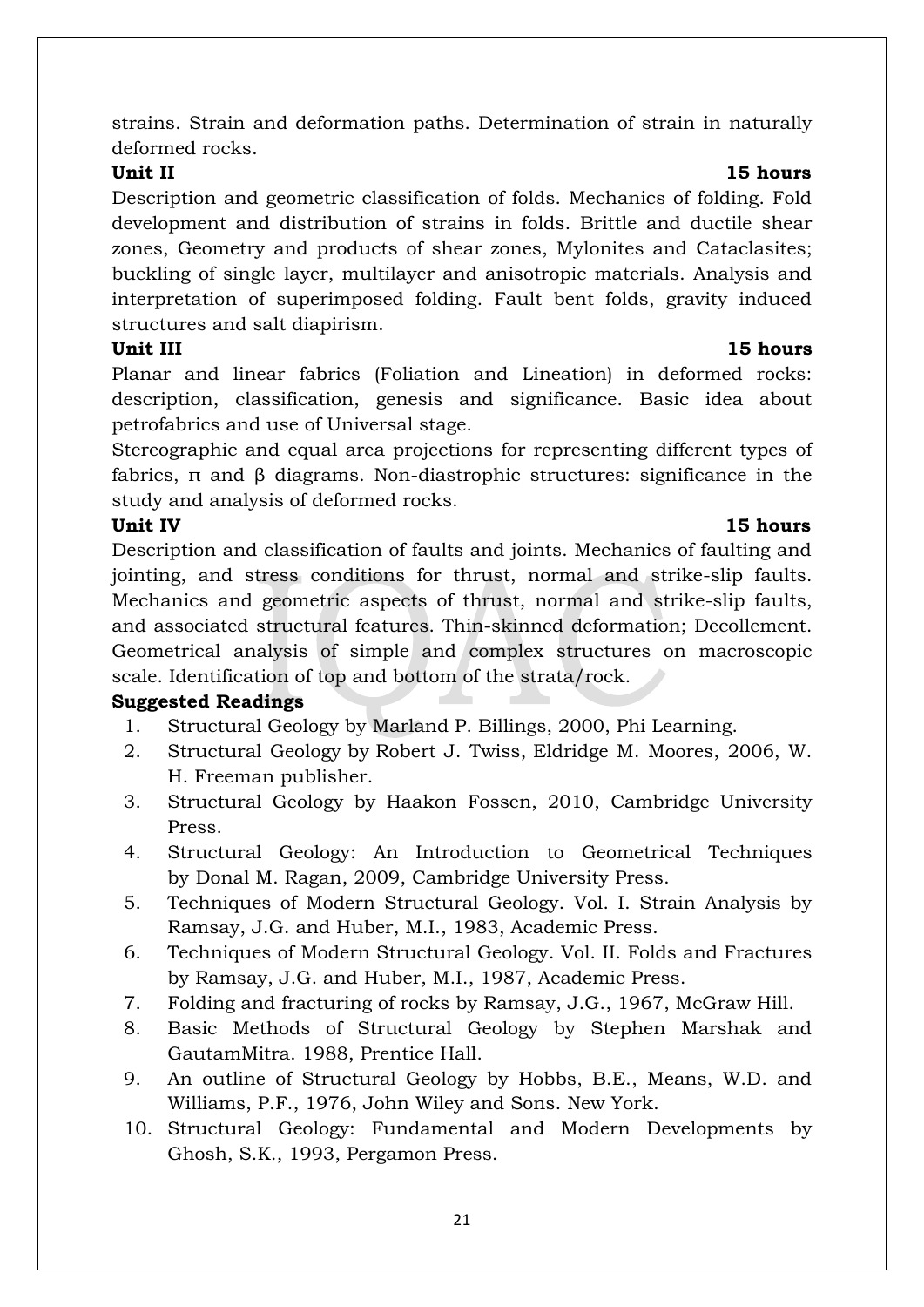strains. Strain and deformation paths. Determination of strain in naturally deformed rocks.

**Unit II** **15 hours**

Description and geometric classification of folds. Mechanics of folding. Fold development and distribution of strains in folds. Brittle and ductile shear zones, Geometry and products of shear zones, Mylonites and Cataclasites; buckling of single layer, multilayer and anisotropic materials. Analysis and interpretation of superimposed folding. Fault bent folds, gravity induced structures and salt diapirism.

**Unit III** **15 hours**

Planar and linear fabrics (Foliation and Lineation) in deformed rocks: description, classification, genesis and significance. Basic idea about petrofabrics and use of Universal stage.

Stereographic and equal area projections for representing different types of fabrics, π and β diagrams. Non-diastrophic structures: significance in the study and analysis of deformed rocks.

**Unit IV** **15 hours**

Description and classification of faults and joints. Mechanics of faulting and jointing, and stress conditions for thrust, normal and strike-slip faults. Mechanics and geometric aspects of thrust, normal and strike-slip faults, and associated structural features. Thin-skinned deformation; Decollement. Geometrical analysis of simple and complex structures on macroscopic scale. Identification of top and bottom of the strata/rock.

**Suggested Readings**

1. Structural Geology by Marland P. Billings, 2000, Phi Learning.
2. Structural Geology by Robert J. Twiss, Eldridge M. Moores, 2006, W. H. Freeman publisher.
3. Structural Geology by Haakon Fossen, 2010, Cambridge University Press.
4. Structural Geology: An Introduction to Geometrical Techniques by Donal M. Ragan, 2009, Cambridge University Press.
5. Techniques of Modern Structural Geology. Vol. I. Strain Analysis by Ramsay, J.G. and Huber, M.I., 1983, Academic Press.
6. Techniques of Modern Structural Geology. Vol. II. Folds and Fractures by Ramsay, J.G. and Huber, M.I., 1987, Academic Press.
7. Folding and fracturing of rocks by Ramsay, J.G., 1967, McGraw Hill.
8. Basic Methods of Structural Geology by Stephen Marshak and GautamMitra. 1988, Prentice Hall.
9. An outline of Structural Geology by Hobbs, B.E., Means, W.D. and Williams, P.F., 1976, John Wiley and Sons. New York.
10. Structural Geology: Fundamental and Modern Developments by Ghosh, S.K., 1993, Pergamon Press.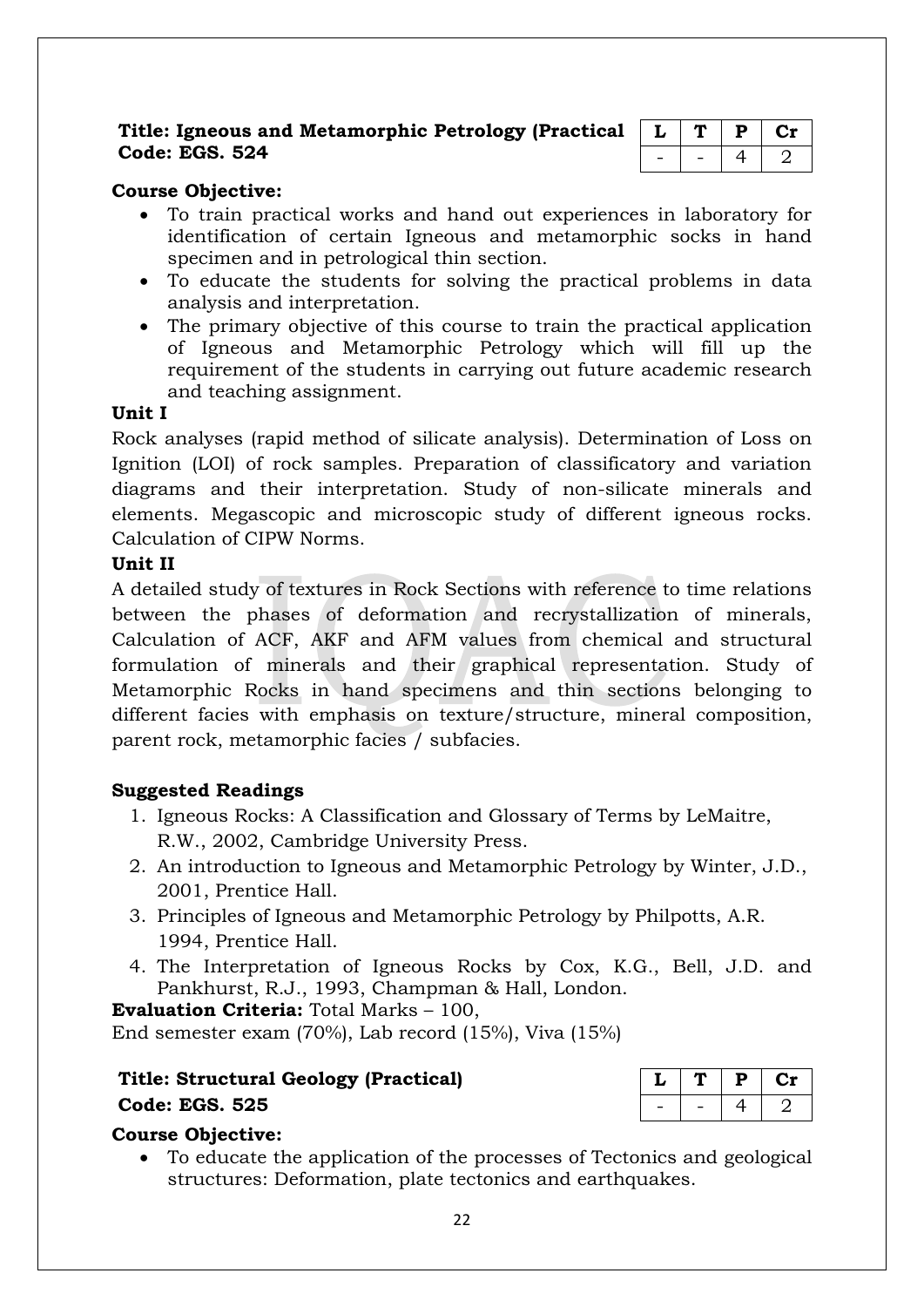**Title: Igneous and Metamorphic Petrology (Practical**
**Code: EGS. 524**

| L | T | P | Cr |
|---|---|---|---|
| - | - | 4 | 2 |

**Course Objective:**

- To train practical works and hand out experiences in laboratory for identification of certain Igneous and metamorphic socks in hand specimen and in petrological thin section.
- To educate the students for solving the practical problems in data analysis and interpretation.
- The primary objective of this course to train the practical application of Igneous and Metamorphic Petrology which will fill up the requirement of the students in carrying out future academic research and teaching assignment.

**Unit I**

Rock analyses (rapid method of silicate analysis). Determination of Loss on Ignition (LOI) of rock samples. Preparation of classificatory and variation diagrams and their interpretation. Study of non-silicate minerals and elements. Megascopic and microscopic study of different igneous rocks. Calculation of CIPW Norms.

**Unit II**

A detailed study of textures in Rock Sections with reference to time relations between the phases of deformation and recrystallization of minerals, Calculation of ACF, AKF and AFM values from chemical and structural formulation of minerals and their graphical representation. Study of Metamorphic Rocks in hand specimens and thin sections belonging to different facies with emphasis on texture/structure, mineral composition, parent rock, metamorphic facies / subfacies.

**Suggested Readings**

1. Igneous Rocks: A Classification and Glossary of Terms by LeMaitre, R.W., 2002, Cambridge University Press.
2. An introduction to Igneous and Metamorphic Petrology by Winter, J.D., 2001, Prentice Hall.
3. Principles of Igneous and Metamorphic Petrology by Philpotts, A.R. 1994, Prentice Hall.
4. The Interpretation of Igneous Rocks by Cox, K.G., Bell, J.D. and Pankhurst, R.J., 1993, Champman & Hall, London.

**Evaluation Criteria:** Total Marks – 100,
End semester exam (70%), Lab record (15%), Viva (15%)

**Title: Structural Geology (Practical)**
**Code: EGS. 525**

| L | T | P | Cr |
|---|---|---|---|
| - | - | 4 | 2 |

**Course Objective:**

- To educate the application of the processes of Tectonics and geological structures: Deformation, plate tectonics and earthquakes.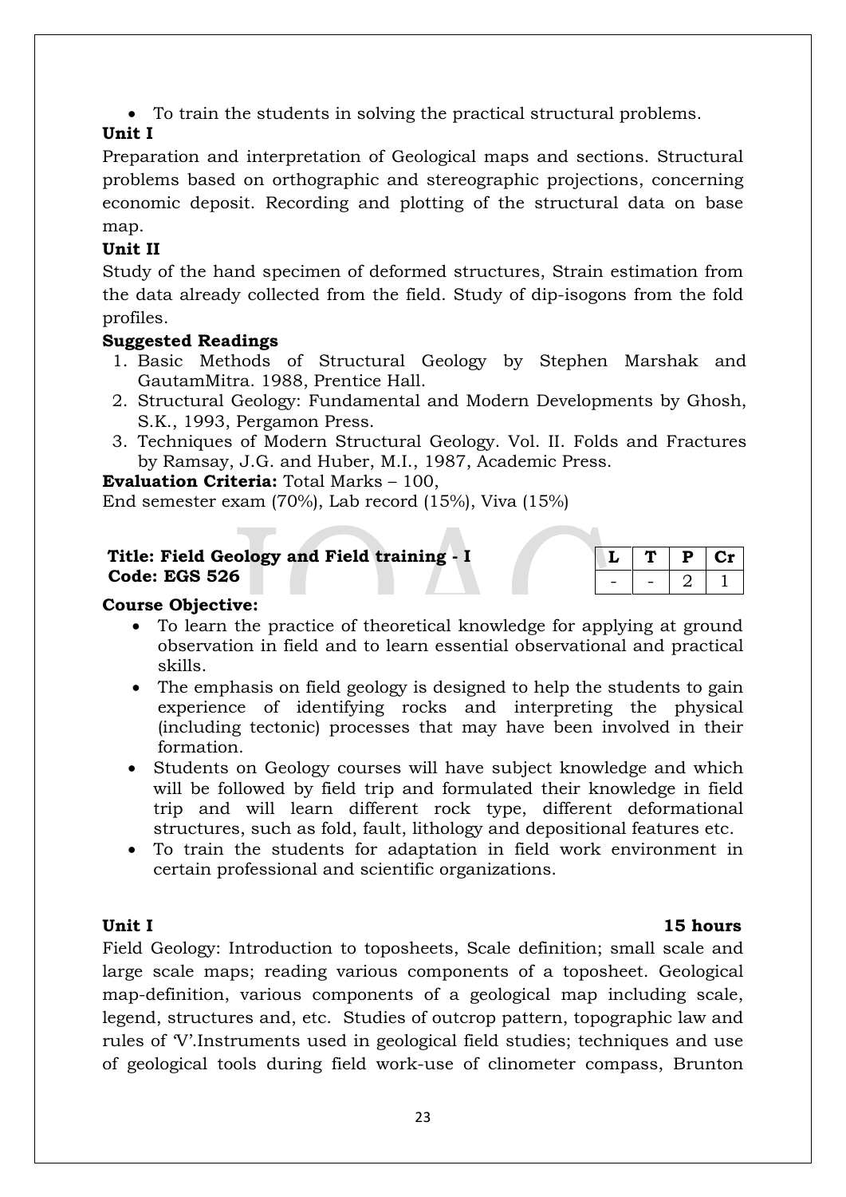- To train the students in solving the practical structural problems.

**Unit I**

Preparation and interpretation of Geological maps and sections. Structural problems based on orthographic and stereographic projections, concerning economic deposit. Recording and plotting of the structural data on base map.

**Unit II**

Study of the hand specimen of deformed structures, Strain estimation from the data already collected from the field. Study of dip-isogons from the fold profiles.

**Suggested Readings**

1. Basic Methods of Structural Geology by Stephen Marshak and GautamMitra. 1988, Prentice Hall.
2. Structural Geology: Fundamental and Modern Developments by Ghosh, S.K., 1993, Pergamon Press.
3. Techniques of Modern Structural Geology. Vol. II. Folds and Fractures by Ramsay, J.G. and Huber, M.I., 1987, Academic Press.

**Evaluation Criteria:** Total Marks – 100,
End semester exam (70%), Lab record (15%), Viva (15%)

**Title: Field Geology and Field training - I**
**Code: EGS 526**

| L | T | P | Cr |
|---|---|---|---|
| - | - | 2 | 1 |

**Course Objective:**

- To learn the practice of theoretical knowledge for applying at ground observation in field and to learn essential observational and practical skills.
- The emphasis on field geology is designed to help the students to gain experience of identifying rocks and interpreting the physical (including tectonic) processes that may have been involved in their formation.
- Students on Geology courses will have subject knowledge and which will be followed by field trip and formulated their knowledge in field trip and will learn different rock type, different deformational structures, such as fold, fault, lithology and depositional features etc.
- To train the students for adaptation in field work environment in certain professional and scientific organizations.

**Unit I** **15 hours**

Field Geology: Introduction to toposheets, Scale definition; small scale and large scale maps; reading various components of a toposheet. Geological map-definition, various components of a geological map including scale, legend, structures and, etc. Studies of outcrop pattern, topographic law and rules of 'V'.Instruments used in geological field studies; techniques and use of geological tools during field work-use of clinometer compass, Brunton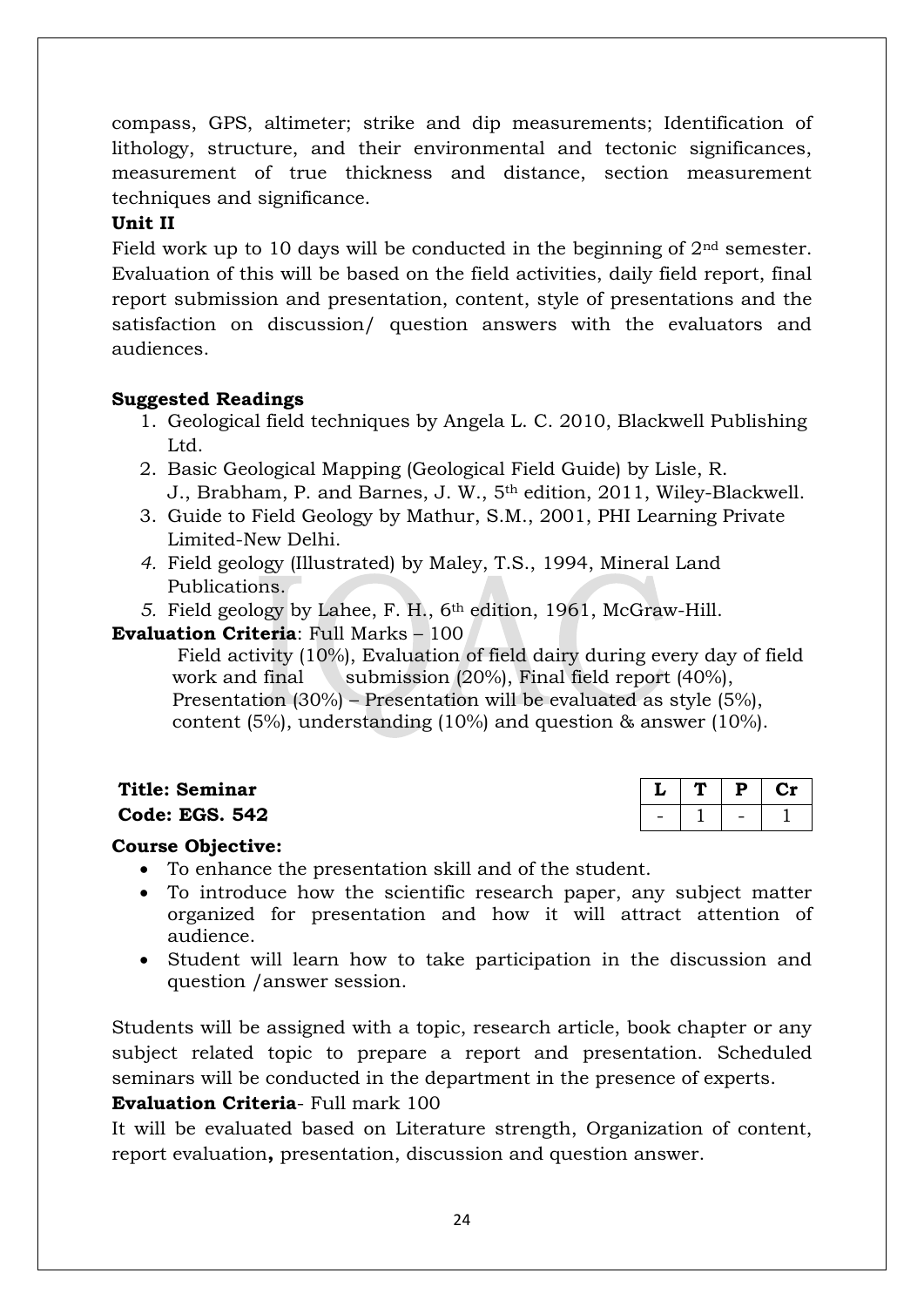compass, GPS, altimeter; strike and dip measurements; Identification of lithology, structure, and their environmental and tectonic significances, measurement of true thickness and distance, section measurement techniques and significance.

**Unit II**

Field work up to 10 days will be conducted in the beginning of 2nd semester. Evaluation of this will be based on the field activities, daily field report, final report submission and presentation, content, style of presentations and the satisfaction on discussion/ question answers with the evaluators and audiences.

**Suggested Readings**

1. Geological field techniques by Angela L. C. 2010, Blackwell Publishing Ltd.
2. Basic Geological Mapping (Geological Field Guide) by Lisle, R. J., Brabham, P. and Barnes, J. W., 5th edition, 2011, Wiley-Blackwell.
3. Guide to Field Geology by Mathur, S.M., 2001, PHI Learning Private Limited-New Delhi.
4. Field geology (Illustrated) by Maley, T.S., 1994, Mineral Land Publications.
5. Field geology by Lahee, F. H., 6th edition, 1961, McGraw-Hill.

**Evaluation Criteria**: Full Marks – 100

Field activity (10%), Evaluation of field dairy during every day of field work and final submission (20%), Final field report (40%), Presentation (30%) – Presentation will be evaluated as style (5%), content (5%), understanding (10%) and question & answer (10%).

**Title: Seminar**

**Code: EGS. 542**

| L | T | P | Cr |
|---|---|---|---|
| - | 1 | - | 1 |

**Course Objective:**

- To enhance the presentation skill and of the student.
- To introduce how the scientific research paper, any subject matter organized for presentation and how it will attract attention of audience.
- Student will learn how to take participation in the discussion and question /answer session.

Students will be assigned with a topic, research article, book chapter or any subject related topic to prepare a report and presentation. Scheduled seminars will be conducted in the department in the presence of experts.

**Evaluation Criteria**- Full mark 100

It will be evaluated based on Literature strength, Organization of content, report evaluation**,** presentation, discussion and question answer.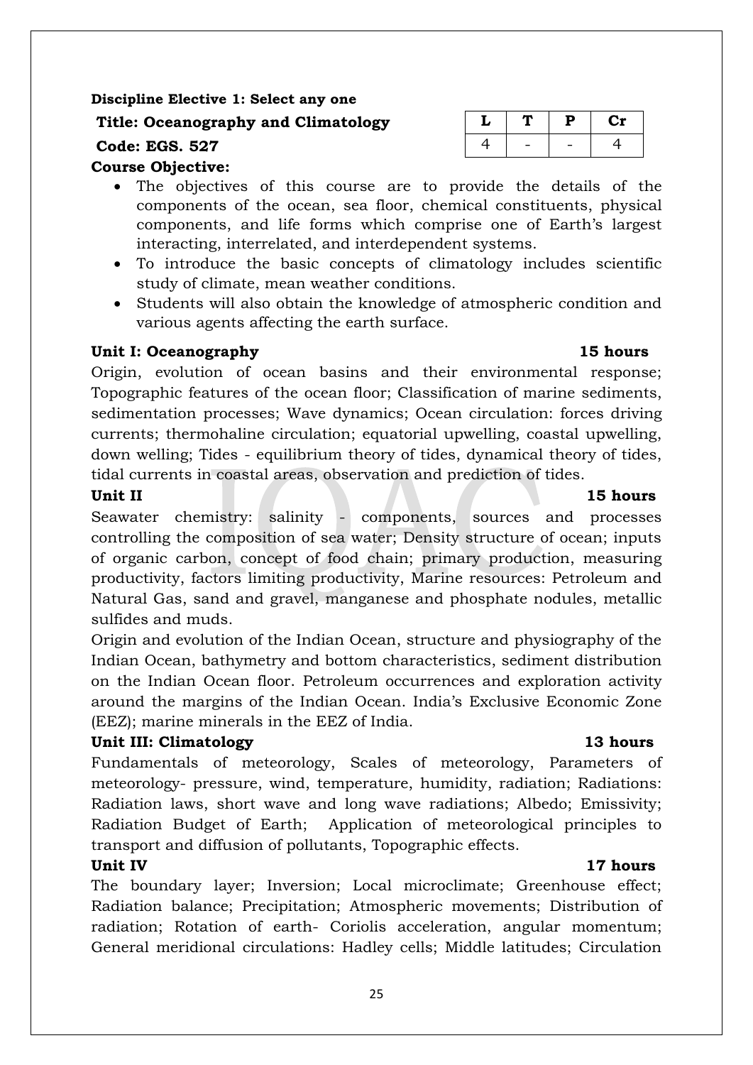**Discipline Elective 1: Select any one**

**Title: Oceanography and Climatology**

**Code: EGS. 527**

| L | T | P | Cr |
|---|---|---|---|
| 4 | - | - | 4 |

**Course Objective:**

- The objectives of this course are to provide the details of the components of the ocean, sea floor, chemical constituents, physical components, and life forms which comprise one of Earth's largest interacting, interrelated, and interdependent systems.
- To introduce the basic concepts of climatology includes scientific study of climate, mean weather conditions.
- Students will also obtain the knowledge of atmospheric condition and various agents affecting the earth surface.

**Unit I: Oceanography 15 hours**

Origin, evolution of ocean basins and their environmental response; Topographic features of the ocean floor; Classification of marine sediments, sedimentation processes; Wave dynamics; Ocean circulation: forces driving currents; thermohaline circulation; equatorial upwelling, coastal upwelling, down welling; Tides - equilibrium theory of tides, dynamical theory of tides, tidal currents in coastal areas, observation and prediction of tides.

**Unit II 15 hours**

Seawater chemistry: salinity - components, sources and processes controlling the composition of sea water; Density structure of ocean; inputs of organic carbon, concept of food chain; primary production, measuring productivity, factors limiting productivity, Marine resources: Petroleum and Natural Gas, sand and gravel, manganese and phosphate nodules, metallic sulfides and muds.

Origin and evolution of the Indian Ocean, structure and physiography of the Indian Ocean, bathymetry and bottom characteristics, sediment distribution on the Indian Ocean floor. Petroleum occurrences and exploration activity around the margins of the Indian Ocean. India's Exclusive Economic Zone (EEZ); marine minerals in the EEZ of India.

**Unit III: Climatology 13 hours**

Fundamentals of meteorology, Scales of meteorology, Parameters of meteorology- pressure, wind, temperature, humidity, radiation; Radiations: Radiation laws, short wave and long wave radiations; Albedo; Emissivity; Radiation Budget of Earth; Application of meteorological principles to transport and diffusion of pollutants, Topographic effects.

**Unit IV 17 hours**

The boundary layer; Inversion; Local microclimate; Greenhouse effect; Radiation balance; Precipitation; Atmospheric movements; Distribution of radiation; Rotation of earth- Coriolis acceleration, angular momentum; General meridional circulations: Hadley cells; Middle latitudes; Circulation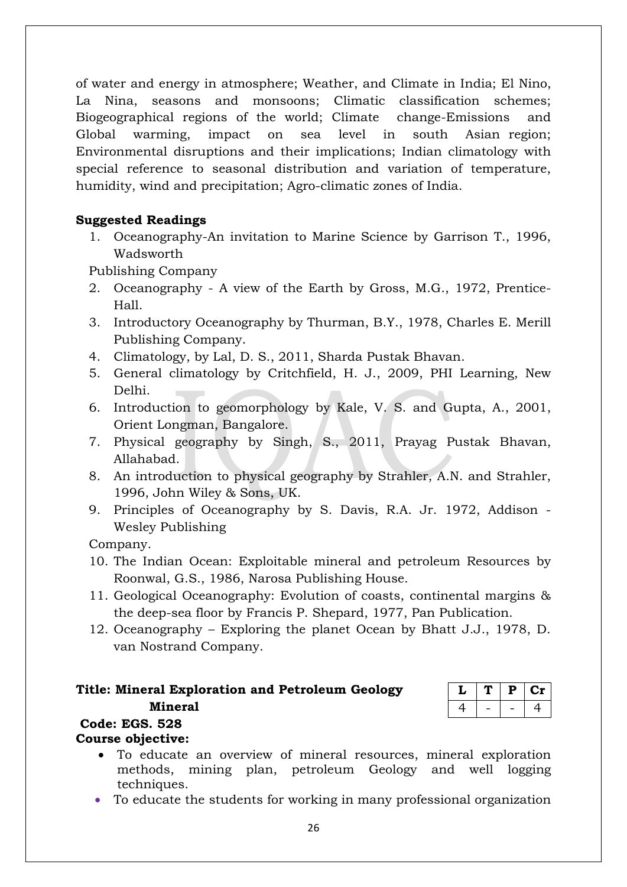of water and energy in atmosphere; Weather, and Climate in India; El Nino, La Nina, seasons and monsoons; Climatic classification schemes; Biogeographical regions of the world; Climate change-Emissions and Global warming, impact on sea level in south Asian region; Environmental disruptions and their implications; Indian climatology with special reference to seasonal distribution and variation of temperature, humidity, wind and precipitation; Agro-climatic zones of India.

**Suggested Readings**

1. Oceanography-An invitation to Marine Science by Garrison T., 1996, Wadsworth
   Publishing Company
2. Oceanography - A view of the Earth by Gross, M.G., 1972, Prentice-Hall.
3. Introductory Oceanography by Thurman, B.Y., 1978, Charles E. Merill Publishing Company.
4. Climatology, by Lal, D. S., 2011, Sharda Pustak Bhavan.
5. General climatology by Critchfield, H. J., 2009, PHI Learning, New Delhi.
6. Introduction to geomorphology by Kale, V. S. and Gupta, A., 2001, Orient Longman, Bangalore.
7. Physical geography by Singh, S., 2011, Prayag Pustak Bhavan, Allahabad.
8. An introduction to physical geography by Strahler, A.N. and Strahler, 1996, John Wiley & Sons, UK.
9. Principles of Oceanography by S. Davis, R.A. Jr. 1972, Addison - Wesley Publishing
   Company.
10. The Indian Ocean: Exploitable mineral and petroleum Resources by Roonwal, G.S., 1986, Narosa Publishing House.
11. Geological Oceanography: Evolution of coasts, continental margins & the deep-sea floor by Francis P. Shepard, 1977, Pan Publication.
12. Oceanography – Exploring the planet Ocean by Bhatt J.J., 1978, D. van Nostrand Company.

**Title: Mineral Exploration and Petroleum Geology Mineral**

| L | T | P | Cr |
|---|---|---|---|
| 4 | - | - | 4 |

**Code: EGS. 528**

**Course objective:**

- To educate an overview of mineral resources, mineral exploration methods, mining plan, petroleum Geology and well logging techniques.
- To educate the students for working in many professional organization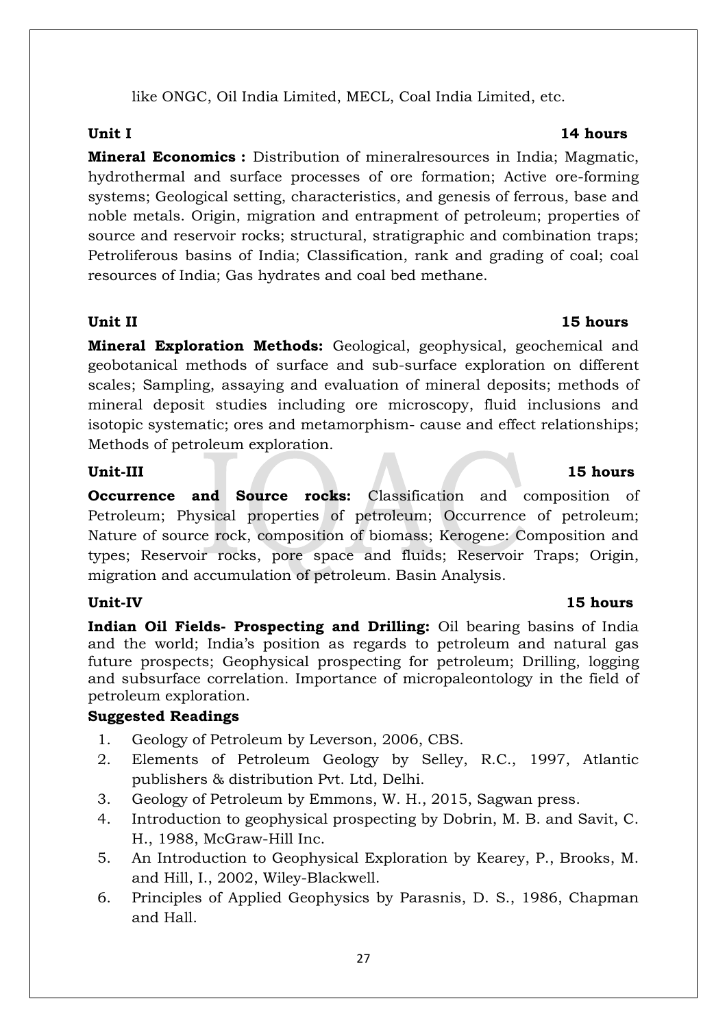like ONGC, Oil India Limited, MECL, Coal India Limited, etc.

**Unit I** **14 hours**

**Mineral Economics :** Distribution of mineralresources in India; Magmatic, hydrothermal and surface processes of ore formation; Active ore-forming systems; Geological setting, characteristics, and genesis of ferrous, base and noble metals. Origin, migration and entrapment of petroleum; properties of source and reservoir rocks; structural, stratigraphic and combination traps; Petroliferous basins of India; Classification, rank and grading of coal; coal resources of India; Gas hydrates and coal bed methane.

**Unit II** **15 hours**

**Mineral Exploration Methods:** Geological, geophysical, geochemical and geobotanical methods of surface and sub-surface exploration on different scales; Sampling, assaying and evaluation of mineral deposits; methods of mineral deposit studies including ore microscopy, fluid inclusions and isotopic systematic; ores and metamorphism- cause and effect relationships; Methods of petroleum exploration.

**Unit-III** **15 hours**

**Occurrence and Source rocks:** Classification and composition of Petroleum; Physical properties of petroleum; Occurrence of petroleum; Nature of source rock, composition of biomass; Kerogene: Composition and types; Reservoir rocks, pore space and fluids; Reservoir Traps; Origin, migration and accumulation of petroleum. Basin Analysis.

**Unit-IV** **15 hours**

**Indian Oil Fields- Prospecting and Drilling:** Oil bearing basins of India and the world; India's position as regards to petroleum and natural gas future prospects; Geophysical prospecting for petroleum; Drilling, logging and subsurface correlation. Importance of micropaleontology in the field of petroleum exploration.

**Suggested Readings**

1. Geology of Petroleum by Leverson, 2006, CBS.
2. Elements of Petroleum Geology by Selley, R.C., 1997, Atlantic publishers & distribution Pvt. Ltd, Delhi.
3. Geology of Petroleum by Emmons, W. H., 2015, Sagwan press.
4. Introduction to geophysical prospecting by Dobrin, M. B. and Savit, C. H., 1988, McGraw-Hill Inc.
5. An Introduction to Geophysical Exploration by Kearey, P., Brooks, M. and Hill, I., 2002, Wiley-Blackwell.
6. Principles of Applied Geophysics by Parasnis, D. S., 1986, Chapman and Hall.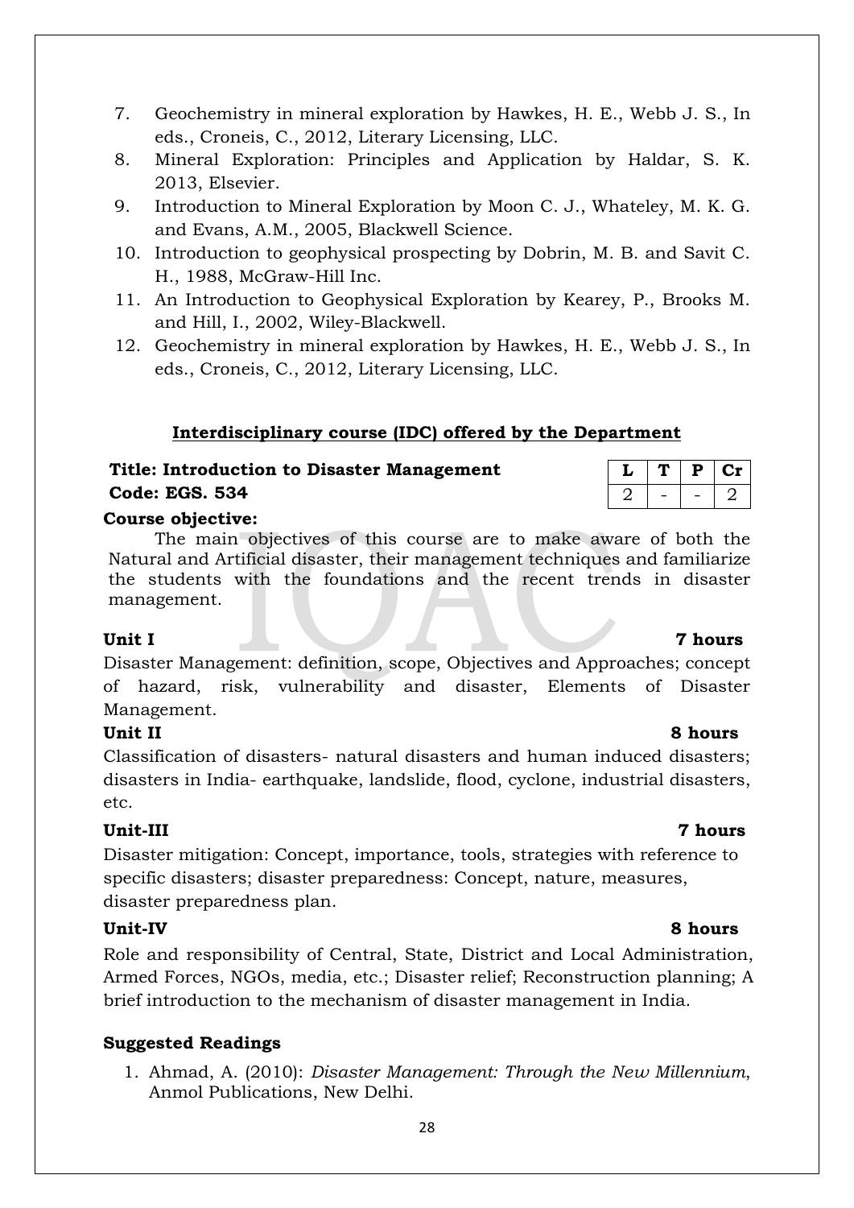7. Geochemistry in mineral exploration by Hawkes, H. E., Webb J. S., In eds., Croneis, C., 2012, Literary Licensing, LLC.
8. Mineral Exploration: Principles and Application by Haldar, S. K. 2013, Elsevier.
9. Introduction to Mineral Exploration by Moon C. J., Whateley, M. K. G. and Evans, A.M., 2005, Blackwell Science.
10. Introduction to geophysical prospecting by Dobrin, M. B. and Savit C. H., 1988, McGraw-Hill Inc.
11. An Introduction to Geophysical Exploration by Kearey, P., Brooks M. and Hill, I., 2002, Wiley-Blackwell.
12. Geochemistry in mineral exploration by Hawkes, H. E., Webb J. S., In eds., Croneis, C., 2012, Literary Licensing, LLC.

## Interdisciplinary course (IDC) offered by the Department

**Title: Introduction to Disaster Management**
**Code: EGS. 534**

| L | T | P | Cr |
|---|---|---|---|
| 2 | - | - | 2 |

**Course objective:**

The main objectives of this course are to make aware of both the Natural and Artificial disaster, their management techniques and familiarize the students with the foundations and the recent trends in disaster management.

**Unit I** **7 hours**

Disaster Management: definition, scope, Objectives and Approaches; concept of hazard, risk, vulnerability and disaster, Elements of Disaster Management.

**Unit II** **8 hours**

Classification of disasters- natural disasters and human induced disasters; disasters in India- earthquake, landslide, flood, cyclone, industrial disasters, etc.

**Unit-III** **7 hours**

Disaster mitigation: Concept, importance, tools, strategies with reference to specific disasters; disaster preparedness: Concept, nature, measures, disaster preparedness plan.

**Unit-IV** **8 hours**

Role and responsibility of Central, State, District and Local Administration, Armed Forces, NGOs, media, etc.; Disaster relief; Reconstruction planning; A brief introduction to the mechanism of disaster management in India.

**Suggested Readings**

1. Ahmad, A. (2010): *Disaster Management: Through the New Millennium*, Anmol Publications, New Delhi.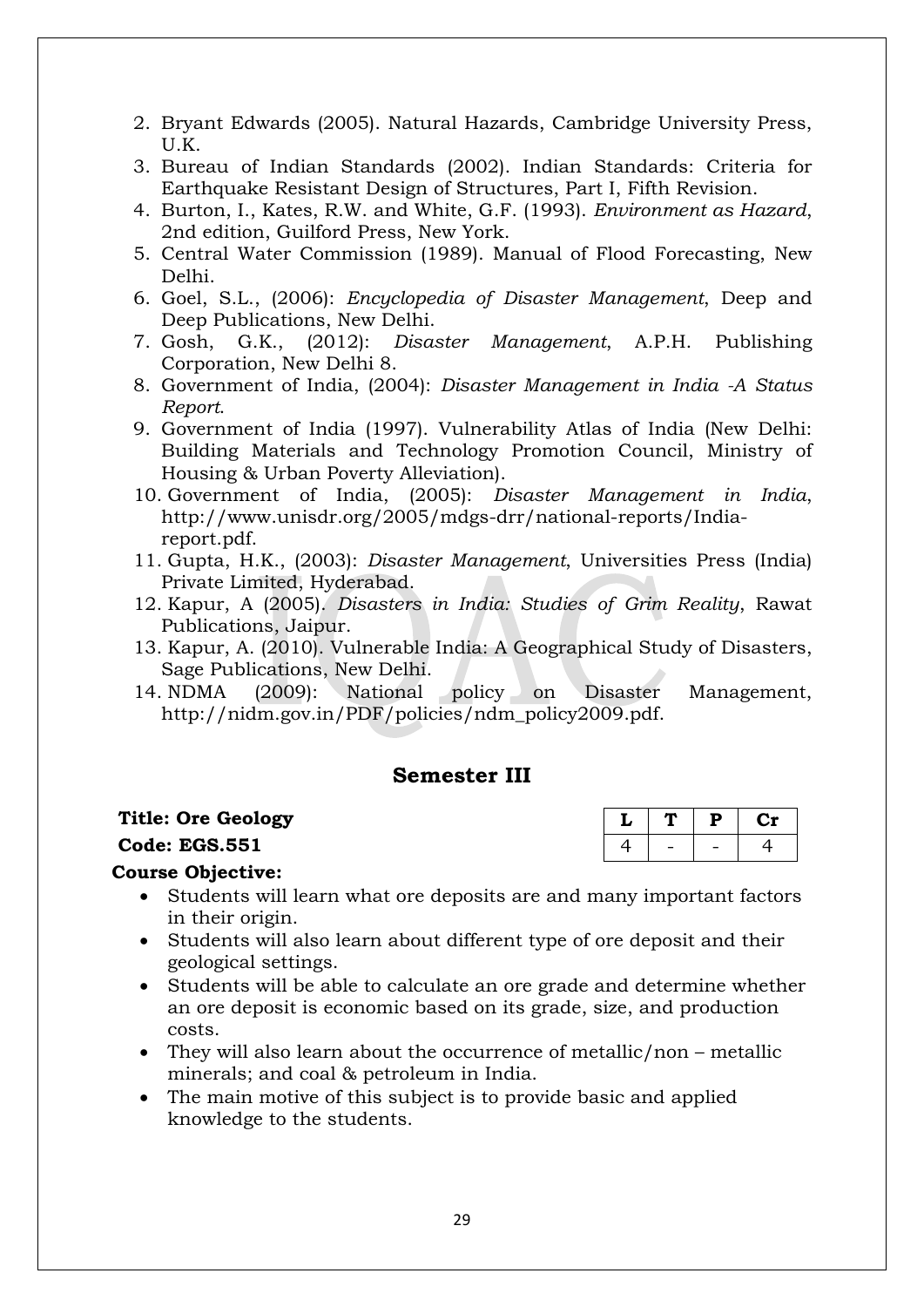2. Bryant Edwards (2005). Natural Hazards, Cambridge University Press, U.K.
3. Bureau of Indian Standards (2002). Indian Standards: Criteria for Earthquake Resistant Design of Structures, Part I, Fifth Revision.
4. Burton, I., Kates, R.W. and White, G.F. (1993). *Environment as Hazard*, 2nd edition, Guilford Press, New York.
5. Central Water Commission (1989). Manual of Flood Forecasting, New Delhi.
6. Goel, S.L., (2006): *Encyclopedia of Disaster Management*, Deep and Deep Publications, New Delhi.
7. Gosh, G.K., (2012): *Disaster Management*, A.P.H. Publishing Corporation, New Delhi 8.
8. Government of India, (2004): *Disaster Management in India -A Status Report*.
9. Government of India (1997). Vulnerability Atlas of India (New Delhi: Building Materials and Technology Promotion Council, Ministry of Housing & Urban Poverty Alleviation).
10. Government of India, (2005): *Disaster Management in India*, http://www.unisdr.org/2005/mdgs-drr/national-reports/India-report.pdf.
11. Gupta, H.K., (2003): *Disaster Management*, Universities Press (India) Private Limited, Hyderabad.
12. Kapur, A (2005). *Disasters in India: Studies of Grim Reality*, Rawat Publications, Jaipur.
13. Kapur, A. (2010). Vulnerable India: A Geographical Study of Disasters, Sage Publications, New Delhi.
14. NDMA (2009): National policy on Disaster Management, http://nidm.gov.in/PDF/policies/ndm_policy2009.pdf.

## Semester III

**Title: Ore Geology**

**Code: EGS.551**

| L | T | P | Cr |
|---|---|---|---|
| 4 | - | - | 4 |

**Course Objective:**

- Students will learn what ore deposits are and many important factors in their origin.
- Students will also learn about different type of ore deposit and their geological settings.
- Students will be able to calculate an ore grade and determine whether an ore deposit is economic based on its grade, size, and production costs.
- They will also learn about the occurrence of metallic/non – metallic minerals; and coal & petroleum in India.
- The main motive of this subject is to provide basic and applied knowledge to the students.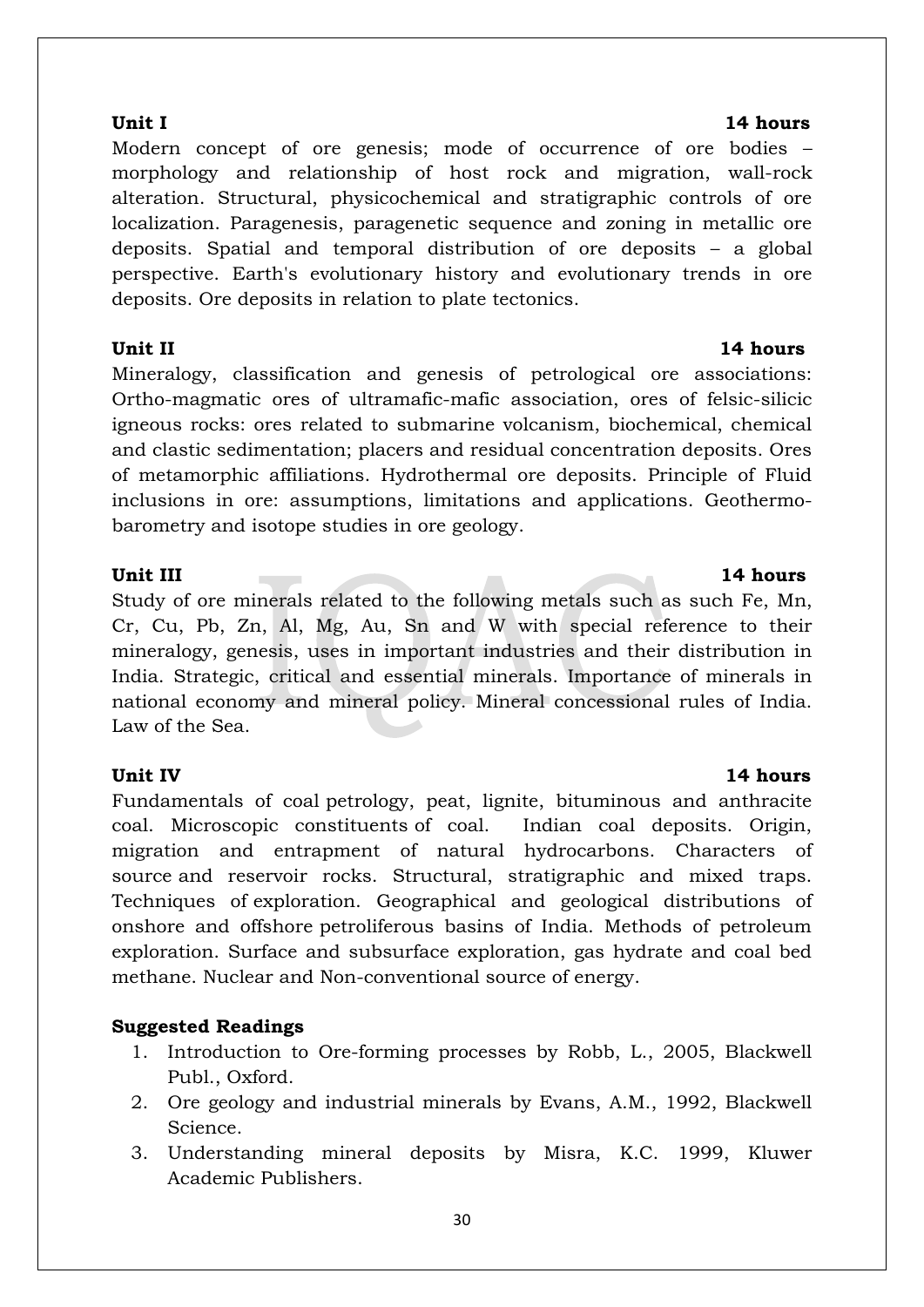**Unit I** **14 hours**

Modern concept of ore genesis; mode of occurrence of ore bodies – morphology and relationship of host rock and migration, wall-rock alteration. Structural, physicochemical and stratigraphic controls of ore localization. Paragenesis, paragenetic sequence and zoning in metallic ore deposits. Spatial and temporal distribution of ore deposits – a global perspective. Earth's evolutionary history and evolutionary trends in ore deposits. Ore deposits in relation to plate tectonics.

**Unit II** **14 hours**

Mineralogy, classification and genesis of petrological ore associations: Ortho-magmatic ores of ultramafic-mafic association, ores of felsic-silicic igneous rocks: ores related to submarine volcanism, biochemical, chemical and clastic sedimentation; placers and residual concentration deposits. Ores of metamorphic affiliations. Hydrothermal ore deposits. Principle of Fluid inclusions in ore: assumptions, limitations and applications. Geothermo-barometry and isotope studies in ore geology.

**Unit III** **14 hours**

Study of ore minerals related to the following metals such as such Fe, Mn, Cr, Cu, Pb, Zn, Al, Mg, Au, Sn and W with special reference to their mineralogy, genesis, uses in important industries and their distribution in India. Strategic, critical and essential minerals. Importance of minerals in national economy and mineral policy. Mineral concessional rules of India. Law of the Sea.

**Unit IV** **14 hours**

Fundamentals of coal petrology, peat, lignite, bituminous and anthracite coal. Microscopic constituents of coal. Indian coal deposits. Origin, migration and entrapment of natural hydrocarbons. Characters of source and reservoir rocks. Structural, stratigraphic and mixed traps. Techniques of exploration. Geographical and geological distributions of onshore and offshore petroliferous basins of India. Methods of petroleum exploration. Surface and subsurface exploration, gas hydrate and coal bed methane. Nuclear and Non-conventional source of energy.

**Suggested Readings**

1. Introduction to Ore-forming processes by Robb, L., 2005, Blackwell Publ., Oxford.
2. Ore geology and industrial minerals by Evans, A.M., 1992, Blackwell Science.
3. Understanding mineral deposits by Misra, K.C. 1999, Kluwer Academic Publishers.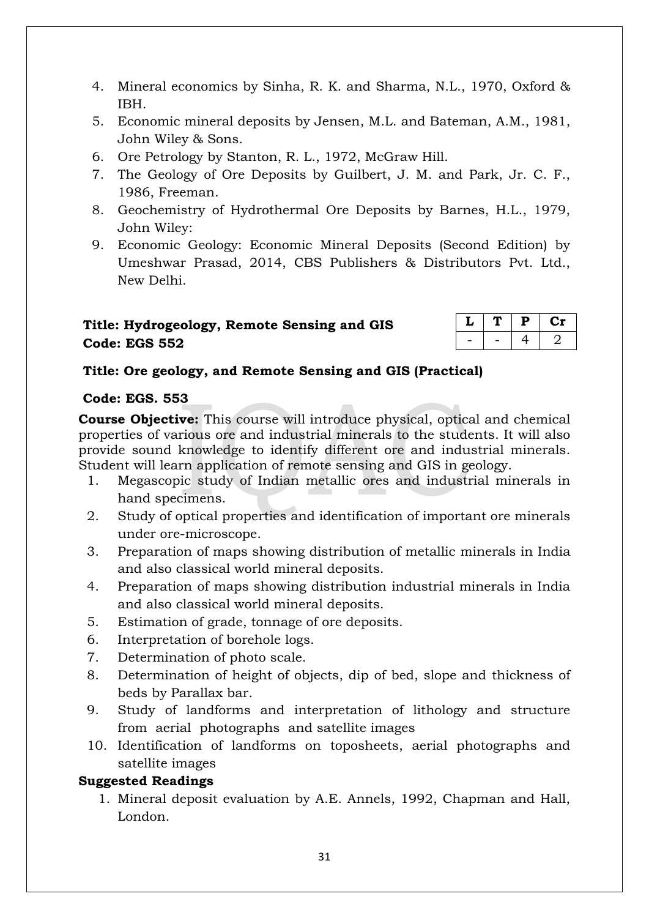4. Mineral economics by Sinha, R. K. and Sharma, N.L., 1970, Oxford & IBH.
5. Economic mineral deposits by Jensen, M.L. and Bateman, A.M., 1981, John Wiley & Sons.
6. Ore Petrology by Stanton, R. L., 1972, McGraw Hill.
7. The Geology of Ore Deposits by Guilbert, J. M. and Park, Jr. C. F., 1986, Freeman.
8. Geochemistry of Hydrothermal Ore Deposits by Barnes, H.L., 1979, John Wiley:
9. Economic Geology: Economic Mineral Deposits (Second Edition) by Umeshwar Prasad, 2014, CBS Publishers & Distributors Pvt. Ltd., New Delhi.

**Title: Hydrogeology, Remote Sensing and GIS**
**Code: EGS 552**

| L | T | P | Cr |
|---|---|---|---|
| - | - | 4 | 2 |

**Title: Ore geology, and Remote Sensing and GIS (Practical)**

**Code: EGS. 553**

**Course Objective:** This course will introduce physical, optical and chemical properties of various ore and industrial minerals to the students. It will also provide sound knowledge to identify different ore and industrial minerals. Student will learn application of remote sensing and GIS in geology.

1. Megascopic study of Indian metallic ores and industrial minerals in hand specimens.
2. Study of optical properties and identification of important ore minerals under ore-microscope.
3. Preparation of maps showing distribution of metallic minerals in India and also classical world mineral deposits.
4. Preparation of maps showing distribution industrial minerals in India and also classical world mineral deposits.
5. Estimation of grade, tonnage of ore deposits.
6. Interpretation of borehole logs.
7. Determination of photo scale.
8. Determination of height of objects, dip of bed, slope and thickness of beds by Parallax bar.
9. Study of landforms and interpretation of lithology and structure from aerial photographs and satellite images
10. Identification of landforms on toposheets, aerial photographs and satellite images

**Suggested Readings**

1. Mineral deposit evaluation by A.E. Annels, 1992, Chapman and Hall, London.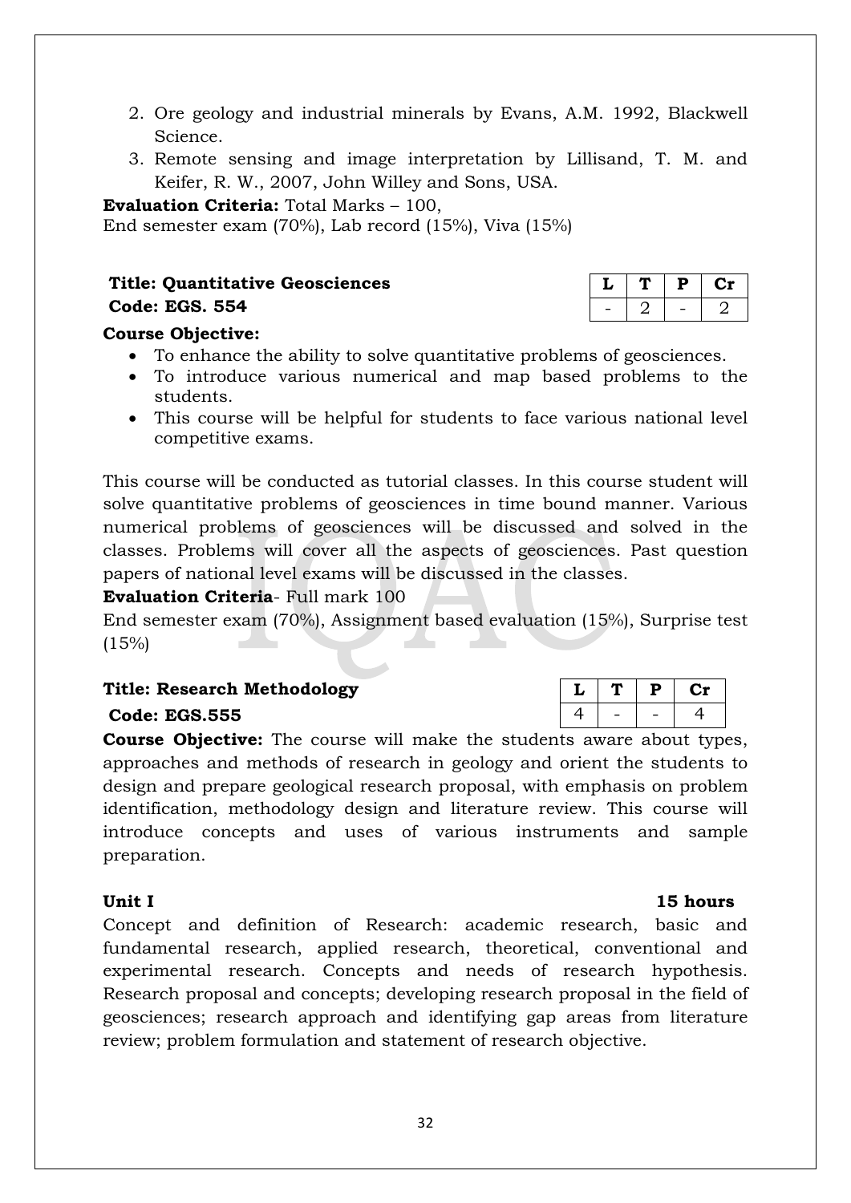2. Ore geology and industrial minerals by Evans, A.M. 1992, Blackwell Science.
3. Remote sensing and image interpretation by Lillisand, T. M. and Keifer, R. W., 2007, John Willey and Sons, USA.

**Evaluation Criteria:** Total Marks – 100,
End semester exam (70%), Lab record (15%), Viva (15%)

**Title: Quantitative Geosciences**
**Code: EGS. 554**

| L | T | P | Cr |
|---|---|---|---|
| - | 2 | - | 2 |

**Course Objective:**

- To enhance the ability to solve quantitative problems of geosciences.
- To introduce various numerical and map based problems to the students.
- This course will be helpful for students to face various national level competitive exams.

This course will be conducted as tutorial classes. In this course student will solve quantitative problems of geosciences in time bound manner. Various numerical problems of geosciences will be discussed and solved in the classes. Problems will cover all the aspects of geosciences. Past question papers of national level exams will be discussed in the classes.

**Evaluation Criteria**- Full mark 100
End semester exam (70%), Assignment based evaluation (15%), Surprise test (15%)

**Title: Research Methodology**
**Code: EGS.555**

| L | T | P | Cr |
|---|---|---|---|
| 4 | - | - | 4 |

**Course Objective:** The course will make the students aware about types, approaches and methods of research in geology and orient the students to design and prepare geological research proposal, with emphasis on problem identification, methodology design and literature review. This course will introduce concepts and uses of various instruments and sample preparation.

**Unit I** **15 hours**

Concept and definition of Research: academic research, basic and fundamental research, applied research, theoretical, conventional and experimental research. Concepts and needs of research hypothesis. Research proposal and concepts; developing research proposal in the field of geosciences; research approach and identifying gap areas from literature review; problem formulation and statement of research objective.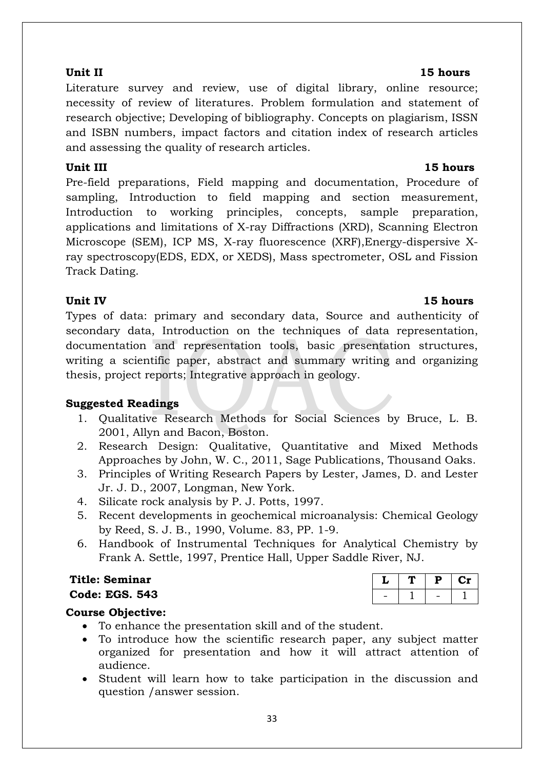**Unit II** **15 hours**

Literature survey and review, use of digital library, online resource; necessity of review of literatures. Problem formulation and statement of research objective; Developing of bibliography. Concepts on plagiarism, ISSN and ISBN numbers, impact factors and citation index of research articles and assessing the quality of research articles.

**Unit III** **15 hours**

Pre-field preparations, Field mapping and documentation, Procedure of sampling, Introduction to field mapping and section measurement, Introduction to working principles, concepts, sample preparation, applications and limitations of X-ray Diffractions (XRD), Scanning Electron Microscope (SEM), ICP MS, X-ray fluorescence (XRF),Energy-dispersive X-ray spectroscopy(EDS, EDX, or XEDS), Mass spectrometer, OSL and Fission Track Dating.

**Unit IV** **15 hours**

Types of data: primary and secondary data, Source and authenticity of secondary data, Introduction on the techniques of data representation, documentation and representation tools, basic presentation structures, writing a scientific paper, abstract and summary writing and organizing thesis, project reports; Integrative approach in geology.

**Suggested Readings**

1. Qualitative Research Methods for Social Sciences by Bruce, L. B. 2001, Allyn and Bacon, Boston.
2. Research Design: Qualitative, Quantitative and Mixed Methods Approaches by John, W. C., 2011, Sage Publications, Thousand Oaks.
3. Principles of Writing Research Papers by Lester, James, D. and Lester Jr. J. D., 2007, Longman, New York.
4. Silicate rock analysis by P. J. Potts, 1997.
5. Recent developments in geochemical microanalysis: Chemical Geology by Reed, S. J. B., 1990, Volume. 83, PP. 1-9.
6. Handbook of Instrumental Techniques for Analytical Chemistry by Frank A. Settle, 1997, Prentice Hall, Upper Saddle River, NJ.

**Title: Seminar**
**Code: EGS. 543**

| L | T | P | Cr |
|---|---|---|---|
| - | 1 | - | 1 |

**Course Objective:**

- To enhance the presentation skill and of the student.
- To introduce how the scientific research paper, any subject matter organized for presentation and how it will attract attention of audience.
- Student will learn how to take participation in the discussion and question /answer session.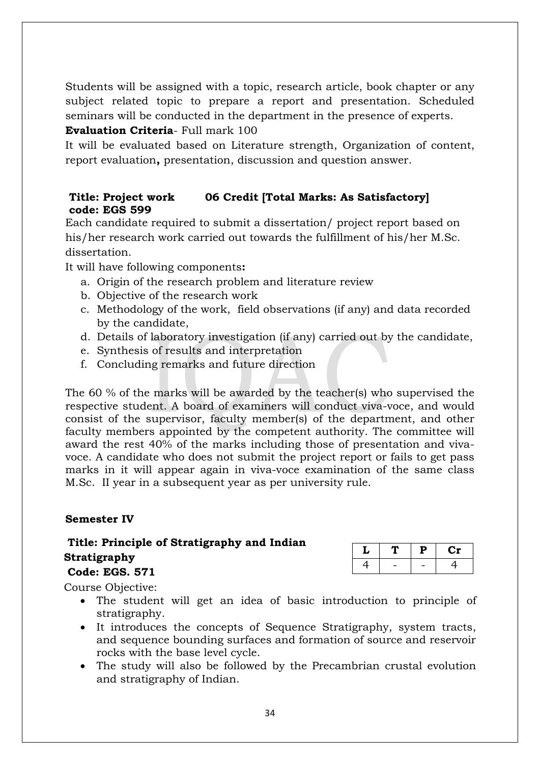Students will be assigned with a topic, research article, book chapter or any subject related topic to prepare a report and presentation. Scheduled seminars will be conducted in the department in the presence of experts.

**Evaluation Criteria**- Full mark 100

It will be evaluated based on Literature strength, Organization of content, report evaluation**,** presentation, discussion and question answer.

**Title: Project work 06 Credit [Total Marks: As Satisfactory]**
**code: EGS 599**

Each candidate required to submit a dissertation/ project report based on his/her research work carried out towards the fulfillment of his/her M.Sc. dissertation.

It will have following components**:**

a. Origin of the research problem and literature review
b. Objective of the research work
c. Methodology of the work, field observations (if any) and data recorded by the candidate,
d. Details of laboratory investigation (if any) carried out by the candidate,
e. Synthesis of results and interpretation
f. Concluding remarks and future direction

The 60 % of the marks will be awarded by the teacher(s) who supervised the respective student. A board of examiners will conduct viva-voce, and would consist of the supervisor, faculty member(s) of the department, and other faculty members appointed by the competent authority. The committee will award the rest 40% of the marks including those of presentation and viva-voce. A candidate who does not submit the project report or fails to get pass marks in it will appear again in viva-voce examination of the same class M.Sc. II year in a subsequent year as per university rule.

**Semester IV**

**Title: Principle of Stratigraphy and Indian Stratigraphy**
**Code: EGS. 571**

| L | T | P | Cr |
|---|---|---|---|
| 4 | - | - | 4 |

Course Objective:

- The student will get an idea of basic introduction to principle of stratigraphy.
- It introduces the concepts of Sequence Stratigraphy, system tracts, and sequence bounding surfaces and formation of source and reservoir rocks with the base level cycle.
- The study will also be followed by the Precambrian crustal evolution and stratigraphy of Indian.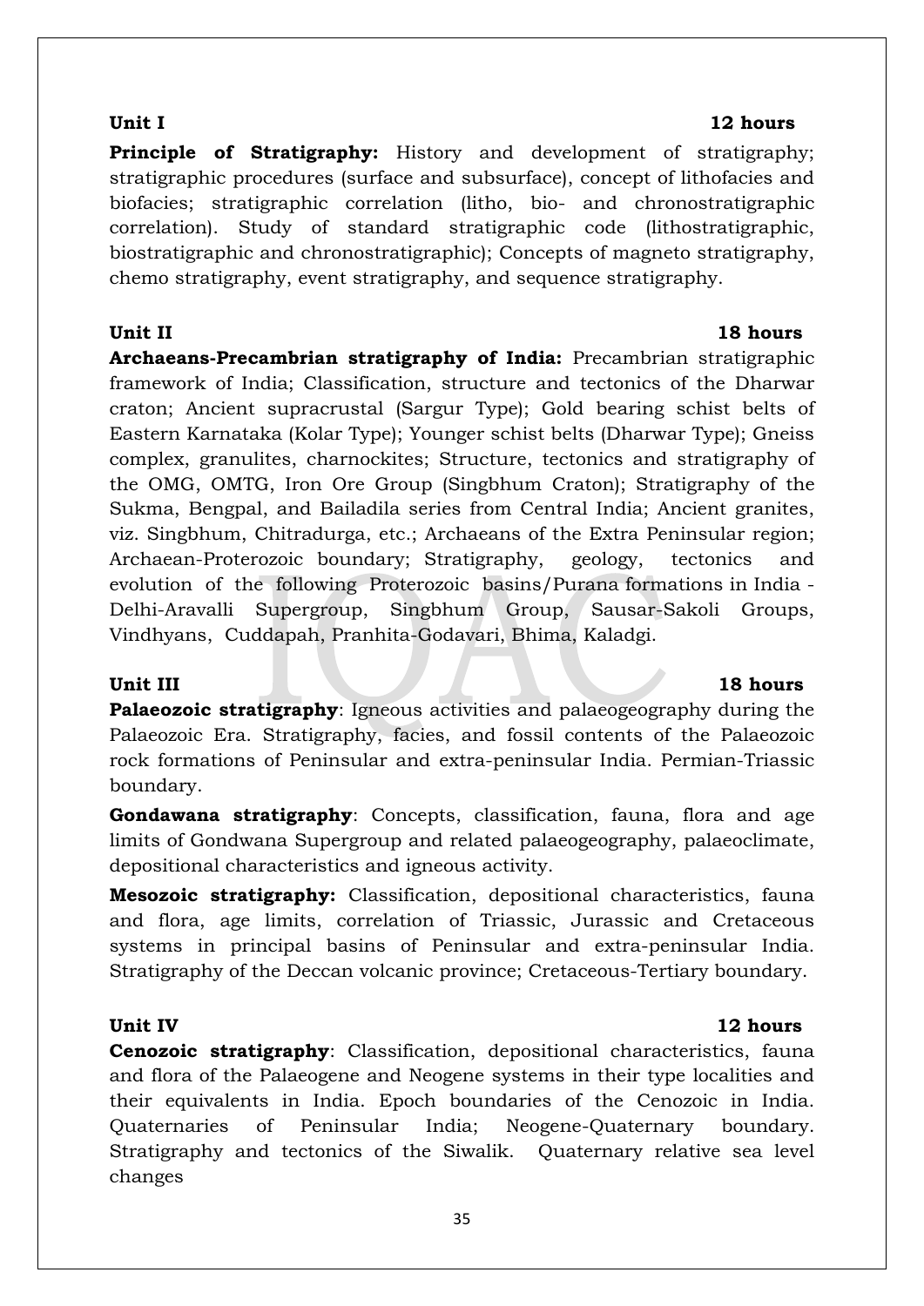**Unit I** **12 hours**

**Principle of Stratigraphy:** History and development of stratigraphy; stratigraphic procedures (surface and subsurface), concept of lithofacies and biofacies; stratigraphic correlation (litho, bio- and chronostratigraphic correlation). Study of standard stratigraphic code (lithostratigraphic, biostratigraphic and chronostratigraphic); Concepts of magneto stratigraphy, chemo stratigraphy, event stratigraphy, and sequence stratigraphy.

**Unit II** **18 hours**

**Archaeans-Precambrian stratigraphy of India:** Precambrian stratigraphic framework of India; Classification, structure and tectonics of the Dharwar craton; Ancient supracrustal (Sargur Type); Gold bearing schist belts of Eastern Karnataka (Kolar Type); Younger schist belts (Dharwar Type); Gneiss complex, granulites, charnockites; Structure, tectonics and stratigraphy of the OMG, OMTG, Iron Ore Group (Singbhum Craton); Stratigraphy of the Sukma, Bengpal, and Bailadila series from Central India; Ancient granites, viz. Singbhum, Chitradurga, etc.; Archaeans of the Extra Peninsular region; Archaean-Proterozoic boundary; Stratigraphy, geology, tectonics and evolution of the following Proterozoic basins/Purana formations in India - Delhi-Aravalli Supergroup, Singbhum Group, Sausar-Sakoli Groups, Vindhyans, Cuddapah, Pranhita-Godavari, Bhima, Kaladgi.

**Unit III** **18 hours**

**Palaeozoic stratigraphy**: Igneous activities and palaeogeography during the Palaeozoic Era. Stratigraphy, facies, and fossil contents of the Palaeozoic rock formations of Peninsular and extra-peninsular India. Permian-Triassic boundary.

**Gondawana stratigraphy**: Concepts, classification, fauna, flora and age limits of Gondwana Supergroup and related palaeogeography, palaeoclimate, depositional characteristics and igneous activity.

**Mesozoic stratigraphy:** Classification, depositional characteristics, fauna and flora, age limits, correlation of Triassic, Jurassic and Cretaceous systems in principal basins of Peninsular and extra-peninsular India. Stratigraphy of the Deccan volcanic province; Cretaceous-Tertiary boundary.

**Unit IV** **12 hours**

**Cenozoic stratigraphy**: Classification, depositional characteristics, fauna and flora of the Palaeogene and Neogene systems in their type localities and their equivalents in India. Epoch boundaries of the Cenozoic in India. Quaternaries of Peninsular India; Neogene-Quaternary boundary. Stratigraphy and tectonics of the Siwalik. Quaternary relative sea level changes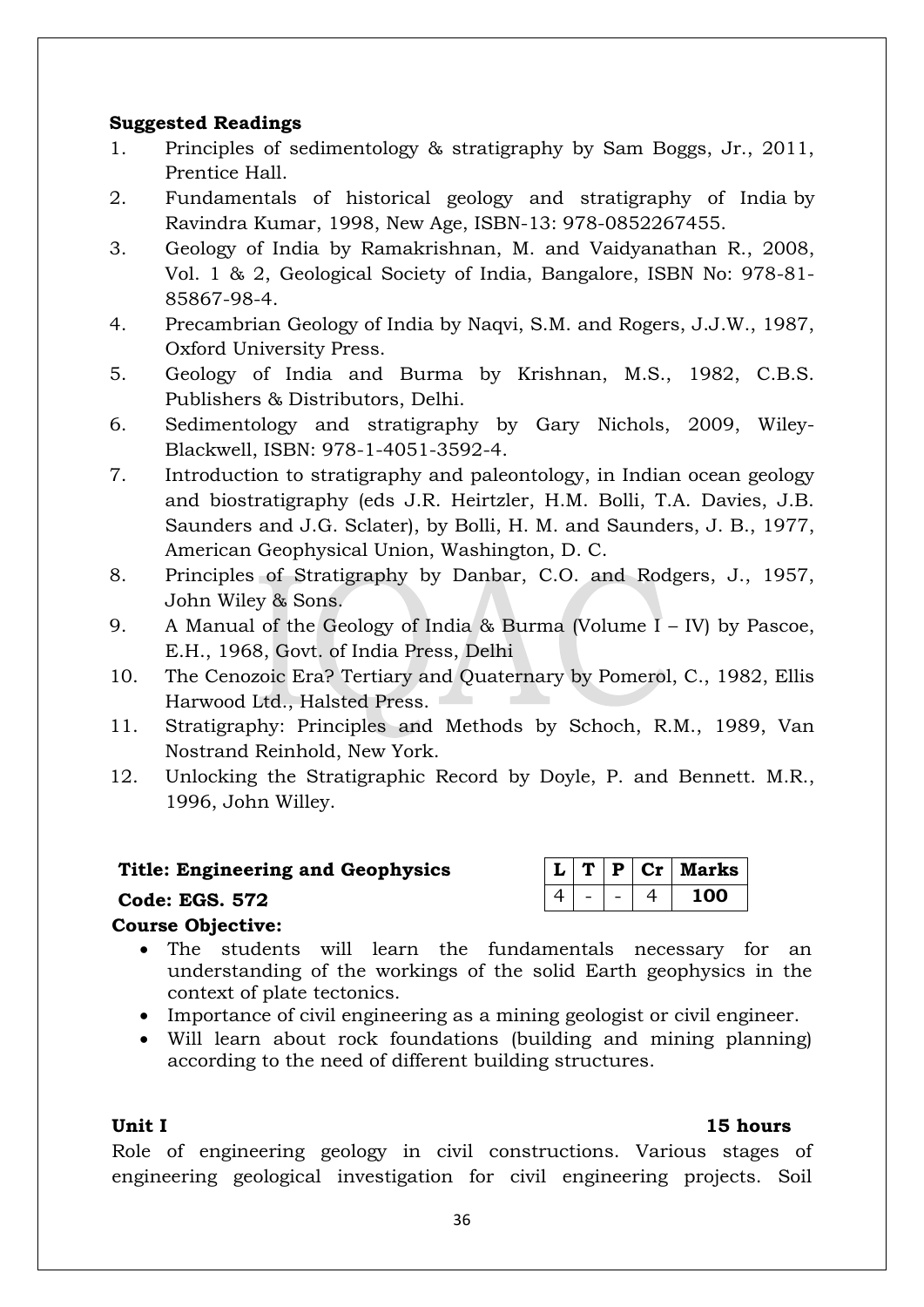**Suggested Readings**

1. Principles of sedimentology & stratigraphy by Sam Boggs, Jr., 2011, Prentice Hall.
2. Fundamentals of historical geology and stratigraphy of India by Ravindra Kumar, 1998, New Age, ISBN-13: 978-0852267455.
3. Geology of India by Ramakrishnan, M. and Vaidyanathan R., 2008, Vol. 1 & 2, Geological Society of India, Bangalore, ISBN No: 978-81-85867-98-4.
4. Precambrian Geology of India by Naqvi, S.M. and Rogers, J.J.W., 1987, Oxford University Press.
5. Geology of India and Burma by Krishnan, M.S., 1982, C.B.S. Publishers & Distributors, Delhi.
6. Sedimentology and stratigraphy by Gary Nichols, 2009, Wiley-Blackwell, ISBN: 978-1-4051-3592-4.
7. Introduction to stratigraphy and paleontology, in Indian ocean geology and biostratigraphy (eds J.R. Heirtzler, H.M. Bolli, T.A. Davies, J.B. Saunders and J.G. Sclater), by Bolli, H. M. and Saunders, J. B., 1977, American Geophysical Union, Washington, D. C.
8. Principles of Stratigraphy by Danbar, C.O. and Rodgers, J., 1957, John Wiley & Sons.
9. A Manual of the Geology of India & Burma (Volume I – IV) by Pascoe, E.H., 1968, Govt. of India Press, Delhi
10. The Cenozoic Era? Tertiary and Quaternary by Pomerol, C., 1982, Ellis Harwood Ltd., Halsted Press.
11. Stratigraphy: Principles and Methods by Schoch, R.M., 1989, Van Nostrand Reinhold, New York.
12. Unlocking the Stratigraphic Record by Doyle, P. and Bennett. M.R., 1996, John Willey.

**Title: Engineering and Geophysics**

**Code: EGS. 572**

| L | T | P | Cr | Marks |
|---|---|---|---|---|
| 4 | - | - | 4 | **100** |

**Course Objective:**

- The students will learn the fundamentals necessary for an understanding of the workings of the solid Earth geophysics in the context of plate tectonics.
- Importance of civil engineering as a mining geologist or civil engineer.
- Will learn about rock foundations (building and mining planning) according to the need of different building structures.

**Unit I** **15 hours**

Role of engineering geology in civil constructions. Various stages of engineering geological investigation for civil engineering projects. Soil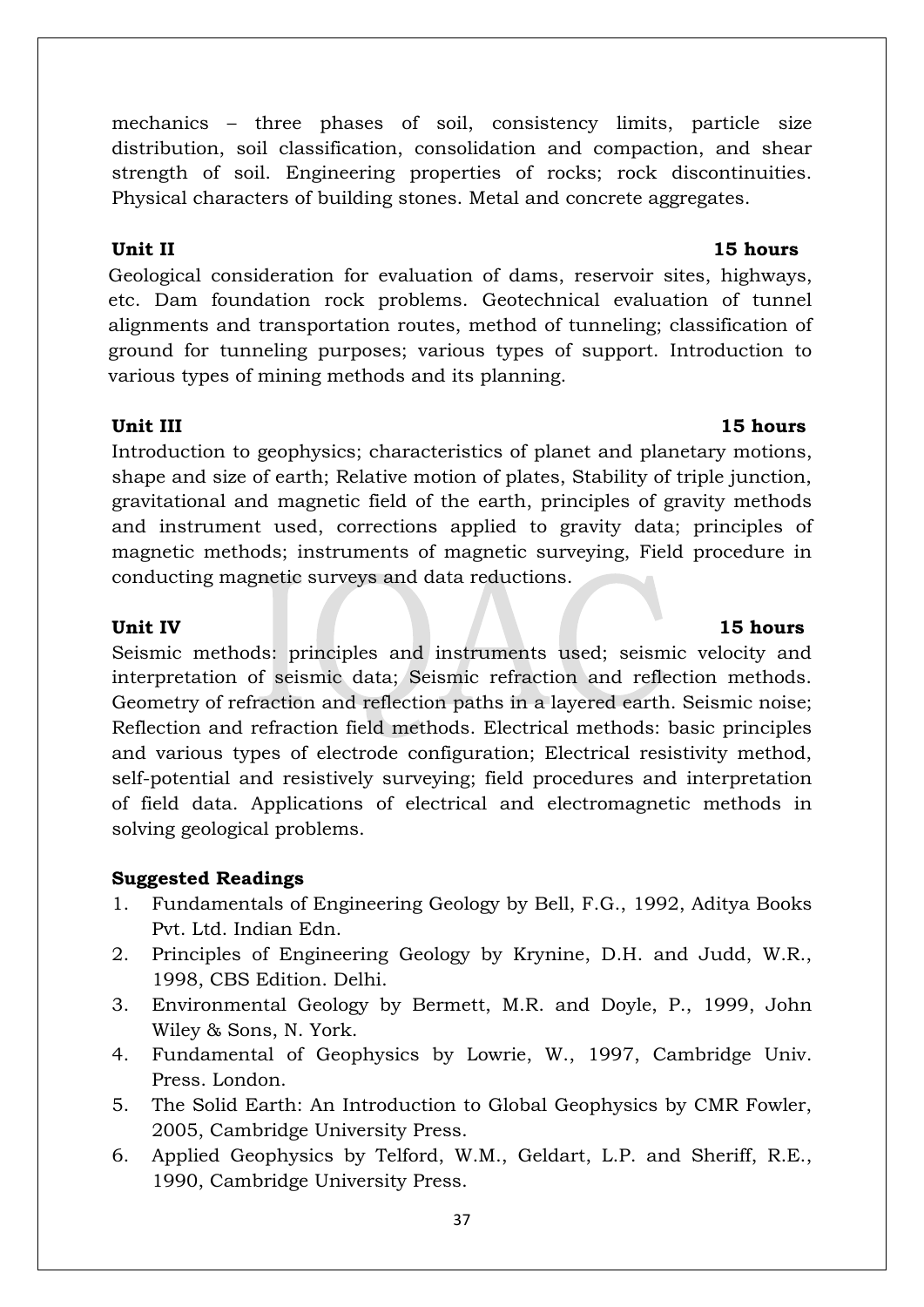mechanics – three phases of soil, consistency limits, particle size distribution, soil classification, consolidation and compaction, and shear strength of soil. Engineering properties of rocks; rock discontinuities. Physical characters of building stones. Metal and concrete aggregates.

**Unit II** **15 hours**

Geological consideration for evaluation of dams, reservoir sites, highways, etc. Dam foundation rock problems. Geotechnical evaluation of tunnel alignments and transportation routes, method of tunneling; classification of ground for tunneling purposes; various types of support. Introduction to various types of mining methods and its planning.

**Unit III** **15 hours**

Introduction to geophysics; characteristics of planet and planetary motions, shape and size of earth; Relative motion of plates, Stability of triple junction, gravitational and magnetic field of the earth, principles of gravity methods and instrument used, corrections applied to gravity data; principles of magnetic methods; instruments of magnetic surveying, Field procedure in conducting magnetic surveys and data reductions.

**Unit IV** **15 hours**

Seismic methods: principles and instruments used; seismic velocity and interpretation of seismic data; Seismic refraction and reflection methods. Geometry of refraction and reflection paths in a layered earth. Seismic noise; Reflection and refraction field methods. Electrical methods: basic principles and various types of electrode configuration; Electrical resistivity method, self-potential and resistively surveying; field procedures and interpretation of field data. Applications of electrical and electromagnetic methods in solving geological problems.

**Suggested Readings**

1. Fundamentals of Engineering Geology by Bell, F.G., 1992, Aditya Books Pvt. Ltd. Indian Edn.
2. Principles of Engineering Geology by Krynine, D.H. and Judd, W.R., 1998, CBS Edition. Delhi.
3. Environmental Geology by Bermett, M.R. and Doyle, P., 1999, John Wiley & Sons, N. York.
4. Fundamental of Geophysics by Lowrie, W., 1997, Cambridge Univ. Press. London.
5. The Solid Earth: An Introduction to Global Geophysics by CMR Fowler, 2005, Cambridge University Press.
6. Applied Geophysics by Telford, W.M., Geldart, L.P. and Sheriff, R.E., 1990, Cambridge University Press.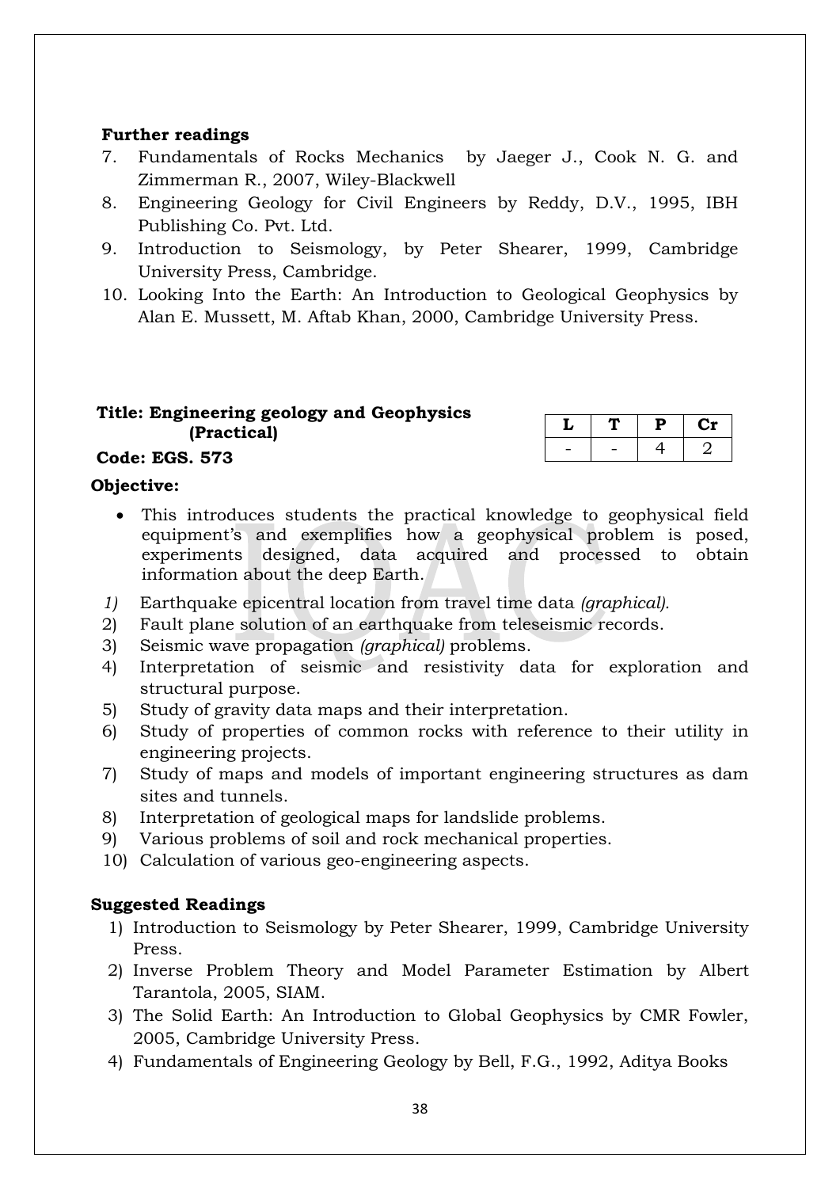**Further readings**

7. Fundamentals of Rocks Mechanics by Jaeger J., Cook N. G. and Zimmerman R., 2007, Wiley-Blackwell
8. Engineering Geology for Civil Engineers by Reddy, D.V., 1995, IBH Publishing Co. Pvt. Ltd.
9. Introduction to Seismology, by Peter Shearer, 1999, Cambridge University Press, Cambridge.
10. Looking Into the Earth: An Introduction to Geological Geophysics by Alan E. Mussett, M. Aftab Khan, 2000, Cambridge University Press.

**Title: Engineering geology and Geophysics (Practical)**

**Code: EGS. 573**

| L | T | P | Cr |
|---|---|---|---|
| - | - | 4 | 2 |

**Objective:**

- This introduces students the practical knowledge to geophysical field equipment's and exemplifies how a geophysical problem is posed, experiments designed, data acquired and processed to obtain information about the deep Earth.

*1)* Earthquake epicentral location from travel time data *(graphical).*
2) Fault plane solution of an earthquake from teleseismic records.
3) Seismic wave propagation *(graphical)* problems.
4) Interpretation of seismic and resistivity data for exploration and structural purpose.
5) Study of gravity data maps and their interpretation.
6) Study of properties of common rocks with reference to their utility in engineering projects.
7) Study of maps and models of important engineering structures as dam sites and tunnels.
8) Interpretation of geological maps for landslide problems.
9) Various problems of soil and rock mechanical properties.
10) Calculation of various geo-engineering aspects.

**Suggested Readings**

1) Introduction to Seismology by Peter Shearer, 1999, Cambridge University Press.
2) Inverse Problem Theory and Model Parameter Estimation by Albert Tarantola, 2005, SIAM.
3) The Solid Earth: An Introduction to Global Geophysics by CMR Fowler, 2005, Cambridge University Press.
4) Fundamentals of Engineering Geology by Bell, F.G., 1992, Aditya Books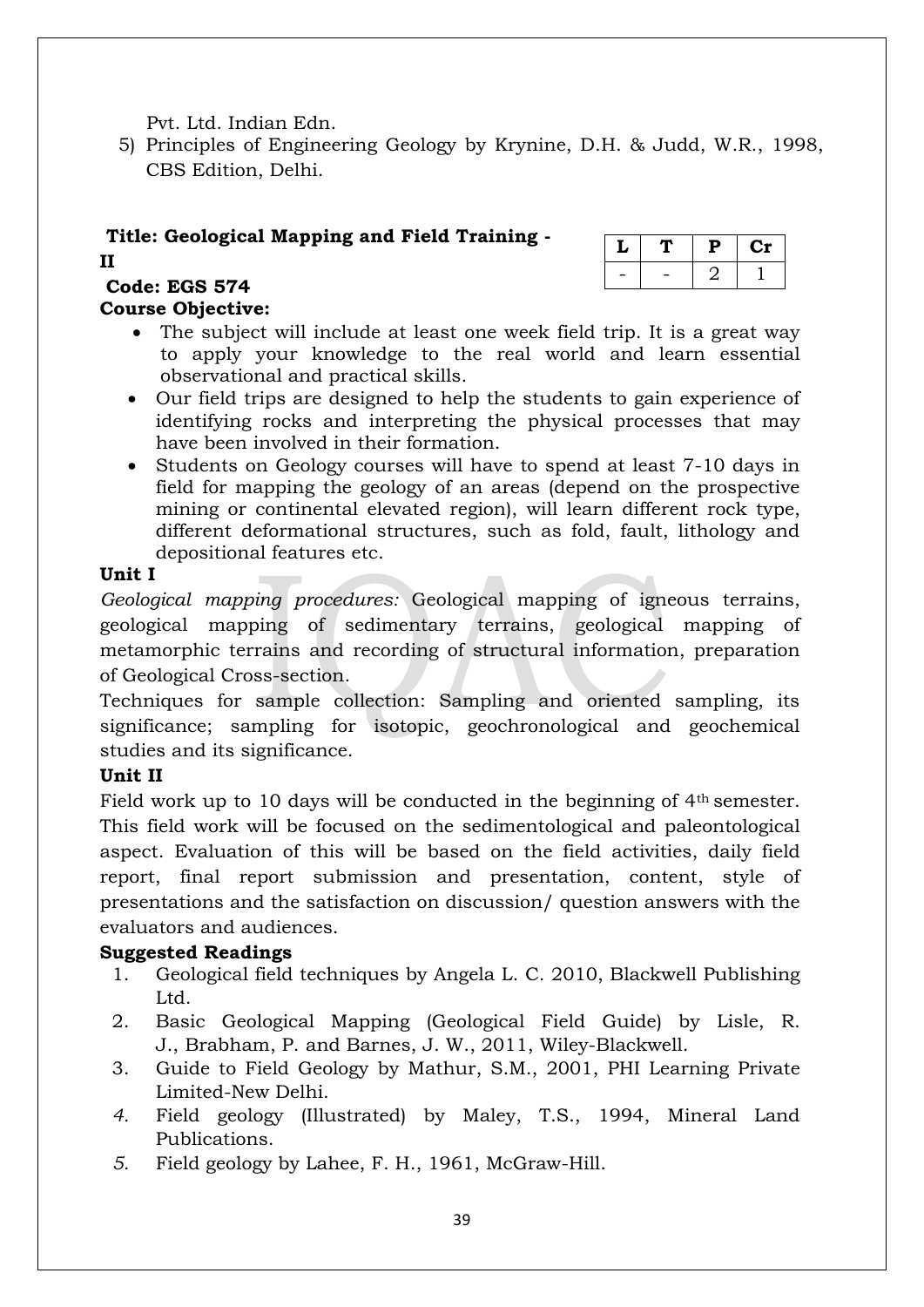Pvt. Ltd. Indian Edn.

5) Principles of Engineering Geology by Krynine, D.H. & Judd, W.R., 1998, CBS Edition, Delhi.

**Title: Geological Mapping and Field Training - II**

**Code: EGS 574**

| L | T | P | Cr |
|---|---|---|---|
| - | - | 2 | 1 |

**Course Objective:**

- The subject will include at least one week field trip. It is a great way to apply your knowledge to the real world and learn essential observational and practical skills.
- Our field trips are designed to help the students to gain experience of identifying rocks and interpreting the physical processes that may have been involved in their formation.
- Students on Geology courses will have to spend at least 7-10 days in field for mapping the geology of an areas (depend on the prospective mining or continental elevated region), will learn different rock type, different deformational structures, such as fold, fault, lithology and depositional features etc.

**Unit I**

*Geological mapping procedures:* Geological mapping of igneous terrains, geological mapping of sedimentary terrains, geological mapping of metamorphic terrains and recording of structural information, preparation of Geological Cross-section.

Techniques for sample collection: Sampling and oriented sampling, its significance; sampling for isotopic, geochronological and geochemical studies and its significance.

**Unit II**

Field work up to 10 days will be conducted in the beginning of 4th semester. This field work will be focused on the sedimentological and paleontological aspect. Evaluation of this will be based on the field activities, daily field report, final report submission and presentation, content, style of presentations and the satisfaction on discussion/ question answers with the evaluators and audiences.

**Suggested Readings**

1. Geological field techniques by Angela L. C. 2010, Blackwell Publishing Ltd.
2. Basic Geological Mapping (Geological Field Guide) by Lisle, R. J., Brabham, P. and Barnes, J. W., 2011, Wiley-Blackwell.
3. Guide to Field Geology by Mathur, S.M., 2001, PHI Learning Private Limited-New Delhi.
4. Field geology (Illustrated) by Maley, T.S., 1994, Mineral Land Publications.
5. Field geology by Lahee, F. H., 1961, McGraw-Hill.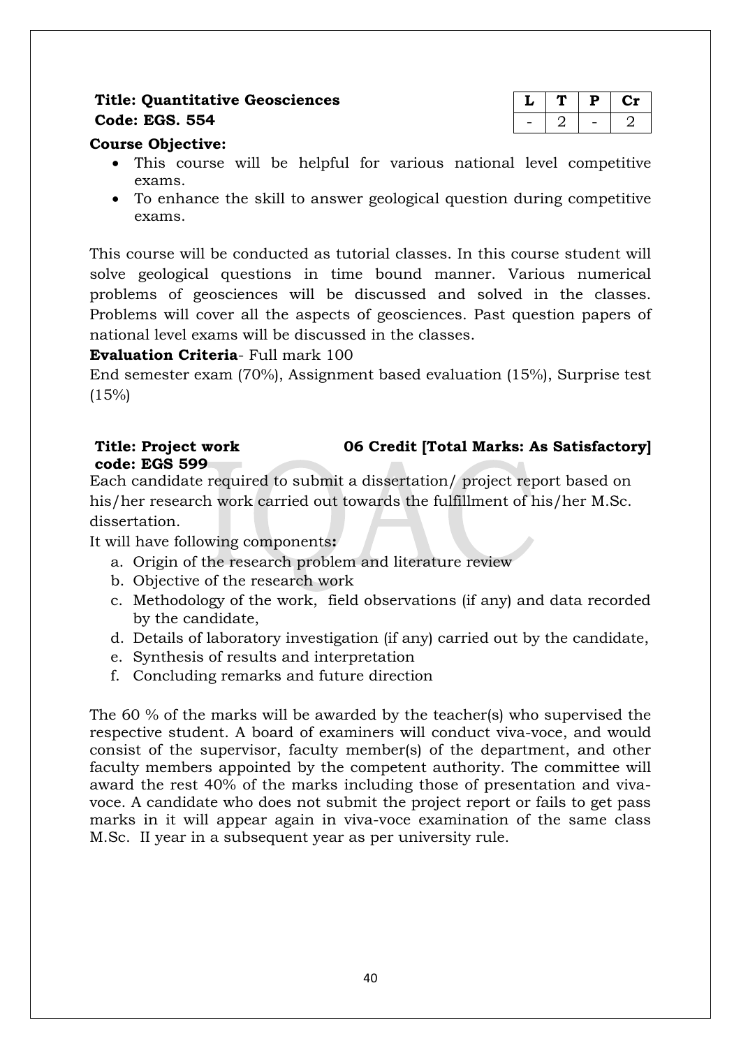**Title: Quantitative Geosciences**
**Code: EGS. 554**

| L | T | P | Cr |
|---|---|---|---|
| - | 2 | - | 2 |

**Course Objective:**

- This course will be helpful for various national level competitive exams.
- To enhance the skill to answer geological question during competitive exams.

This course will be conducted as tutorial classes. In this course student will solve geological questions in time bound manner. Various numerical problems of geosciences will be discussed and solved in the classes. Problems will cover all the aspects of geosciences. Past question papers of national level exams will be discussed in the classes.

**Evaluation Criteria**- Full mark 100

End semester exam (70%), Assignment based evaluation (15%), Surprise test (15%)

**Title: Project work** **06 Credit [Total Marks: As Satisfactory]**
**code: EGS 599**

Each candidate required to submit a dissertation/ project report based on his/her research work carried out towards the fulfillment of his/her M.Sc. dissertation.

It will have following components**:**

a. Origin of the research problem and literature review
b. Objective of the research work
c. Methodology of the work, field observations (if any) and data recorded by the candidate,
d. Details of laboratory investigation (if any) carried out by the candidate,
e. Synthesis of results and interpretation
f. Concluding remarks and future direction

The 60 % of the marks will be awarded by the teacher(s) who supervised the respective student. A board of examiners will conduct viva-voce, and would consist of the supervisor, faculty member(s) of the department, and other faculty members appointed by the competent authority. The committee will award the rest 40% of the marks including those of presentation and viva-voce. A candidate who does not submit the project report or fails to get pass marks in it will appear again in viva-voce examination of the same class M.Sc. II year in a subsequent year as per university rule.